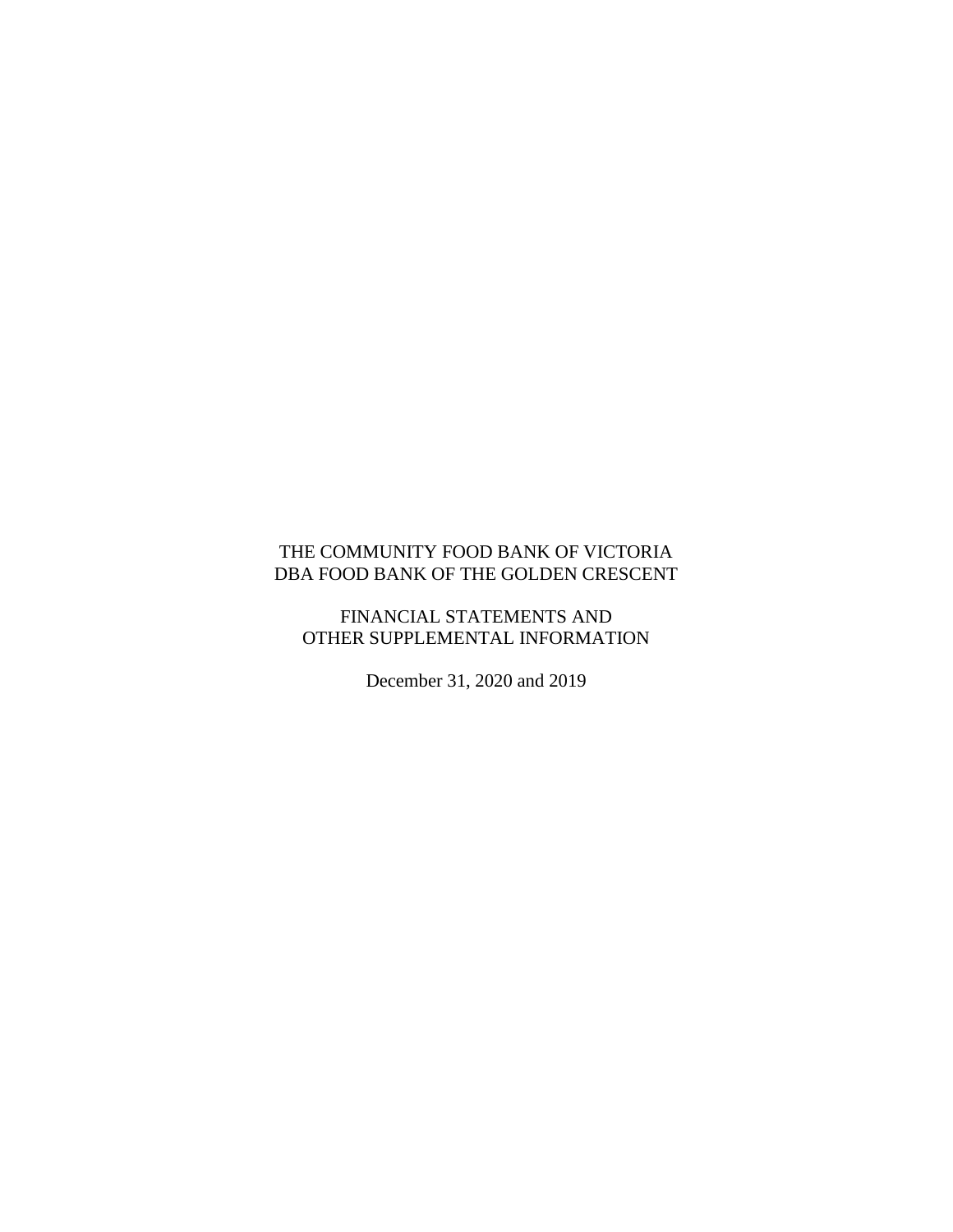# THE COMMUNITY FOOD BANK OF VICTORIA
# DBA FOOD BANK OF THE GOLDEN CRESCENT

## FINANCIAL STATEMENTS AND
## OTHER SUPPLEMENTAL INFORMATION

December 31, 2020 and 2019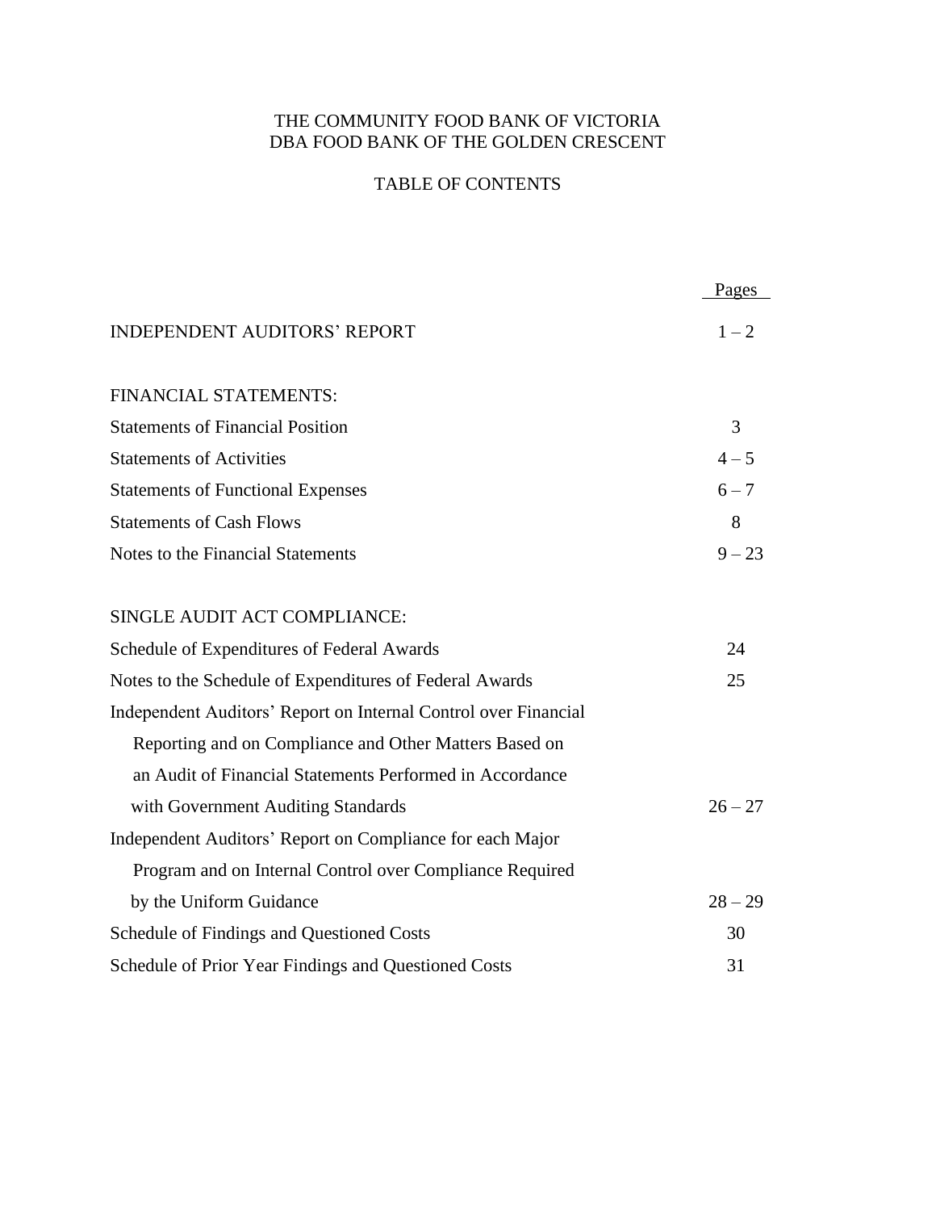# THE COMMUNITY FOOD BANK OF VICTORIA
# DBA FOOD BANK OF THE GOLDEN CRESCENT

## TABLE OF CONTENTS

| | Pages |
|---|---|
| INDEPENDENT AUDITORS' REPORT | 1 – 2 |
| | |
| FINANCIAL STATEMENTS: | |
| Statements of Financial Position | 3 |
| Statements of Activities | 4 – 5 |
| Statements of Functional Expenses | 6 – 7 |
| Statements of Cash Flows | 8 |
| Notes to the Financial Statements | 9 – 23 |
| | |
| SINGLE AUDIT ACT COMPLIANCE: | |
| Schedule of Expenditures of Federal Awards | 24 |
| Notes to the Schedule of Expenditures of Federal Awards | 25 |
| Independent Auditors' Report on Internal Control over Financial Reporting and on Compliance and Other Matters Based on an Audit of Financial Statements Performed in Accordance with Government Auditing Standards | 26 – 27 |
| Independent Auditors' Report on Compliance for each Major Program and on Internal Control over Compliance Required by the Uniform Guidance | 28 – 29 |
| Schedule of Findings and Questioned Costs | 30 |
| Schedule of Prior Year Findings and Questioned Costs | 31 |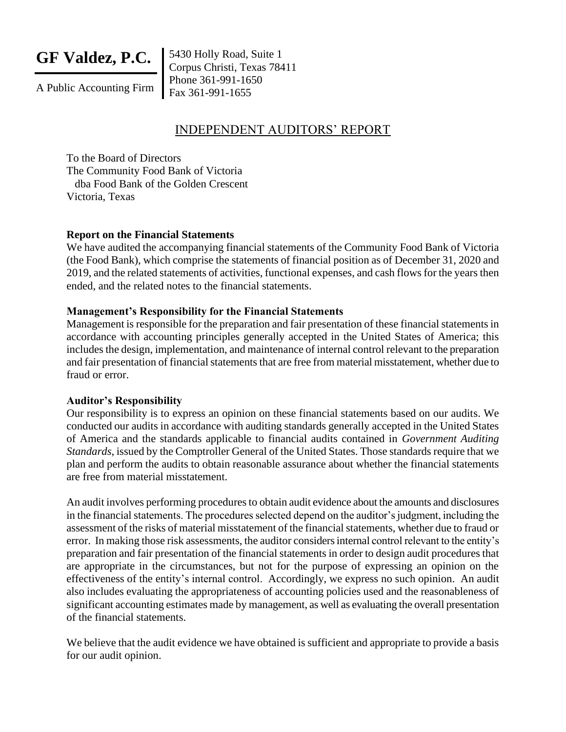**GF Valdez, P.C.**

A Public Accounting Firm

5430 Holly Road, Suite 1
Corpus Christi, Texas 78411
Phone 361-991-1650
Fax 361-991-1655

# INDEPENDENT AUDITORS' REPORT

To the Board of Directors
The Community Food Bank of Victoria
dba Food Bank of the Golden Crescent
Victoria, Texas

**Report on the Financial Statements**

We have audited the accompanying financial statements of the Community Food Bank of Victoria (the Food Bank), which comprise the statements of financial position as of December 31, 2020 and 2019, and the related statements of activities, functional expenses, and cash flows for the years then ended, and the related notes to the financial statements.

**Management's Responsibility for the Financial Statements**

Management is responsible for the preparation and fair presentation of these financial statements in accordance with accounting principles generally accepted in the United States of America; this includes the design, implementation, and maintenance of internal control relevant to the preparation and fair presentation of financial statements that are free from material misstatement, whether due to fraud or error.

**Auditor's Responsibility**

Our responsibility is to express an opinion on these financial statements based on our audits. We conducted our audits in accordance with auditing standards generally accepted in the United States of America and the standards applicable to financial audits contained in *Government Auditing Standards*, issued by the Comptroller General of the United States. Those standards require that we plan and perform the audits to obtain reasonable assurance about whether the financial statements are free from material misstatement.

An audit involves performing procedures to obtain audit evidence about the amounts and disclosures in the financial statements. The procedures selected depend on the auditor's judgment, including the assessment of the risks of material misstatement of the financial statements, whether due to fraud or error. In making those risk assessments, the auditor considers internal control relevant to the entity's preparation and fair presentation of the financial statements in order to design audit procedures that are appropriate in the circumstances, but not for the purpose of expressing an opinion on the effectiveness of the entity's internal control. Accordingly, we express no such opinion. An audit also includes evaluating the appropriateness of accounting policies used and the reasonableness of significant accounting estimates made by management, as well as evaluating the overall presentation of the financial statements.

We believe that the audit evidence we have obtained is sufficient and appropriate to provide a basis for our audit opinion.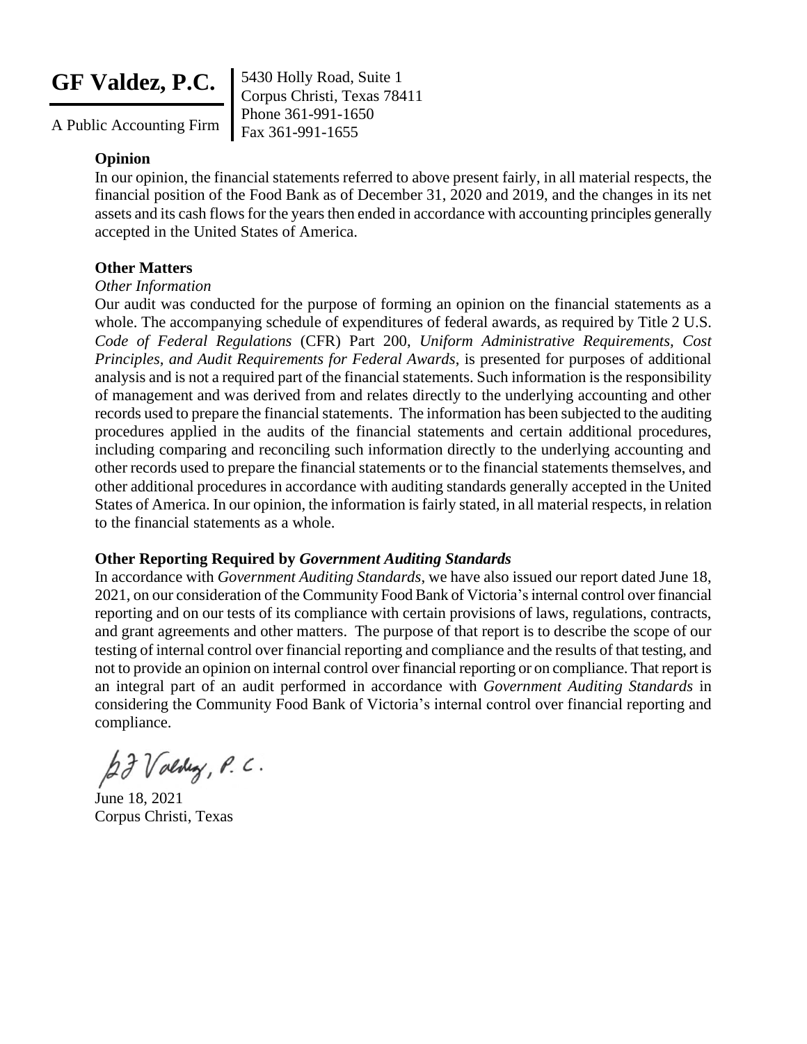**GF Valdez, P.C.**

A Public Accounting Firm

5430 Holly Road, Suite 1
Corpus Christi, Texas 78411
Phone 361-991-1650
Fax 361-991-1655

**Opinion**

In our opinion, the financial statements referred to above present fairly, in all material respects, the financial position of the Food Bank as of December 31, 2020 and 2019, and the changes in its net assets and its cash flows for the years then ended in accordance with accounting principles generally accepted in the United States of America.

**Other Matters**

*Other Information*

Our audit was conducted for the purpose of forming an opinion on the financial statements as a whole. The accompanying schedule of expenditures of federal awards, as required by Title 2 U.S. *Code of Federal Regulations* (CFR) Part 200, *Uniform Administrative Requirements, Cost Principles, and Audit Requirements for Federal Awards*, is presented for purposes of additional analysis and is not a required part of the financial statements. Such information is the responsibility of management and was derived from and relates directly to the underlying accounting and other records used to prepare the financial statements. The information has been subjected to the auditing procedures applied in the audits of the financial statements and certain additional procedures, including comparing and reconciling such information directly to the underlying accounting and other records used to prepare the financial statements or to the financial statements themselves, and other additional procedures in accordance with auditing standards generally accepted in the United States of America. In our opinion, the information is fairly stated, in all material respects, in relation to the financial statements as a whole.

**Other Reporting Required by *Government Auditing Standards***

In accordance with *Government Auditing Standards*, we have also issued our report dated June 18, 2021, on our consideration of the Community Food Bank of Victoria's internal control over financial reporting and on our tests of its compliance with certain provisions of laws, regulations, contracts, and grant agreements and other matters. The purpose of that report is to describe the scope of our testing of internal control over financial reporting and compliance and the results of that testing, and not to provide an opinion on internal control over financial reporting or on compliance. That report is an integral part of an audit performed in accordance with *Government Auditing Standards* in considering the Community Food Bank of Victoria's internal control over financial reporting and compliance.

GF Valdez, P.C.

June 18, 2021
Corpus Christi, Texas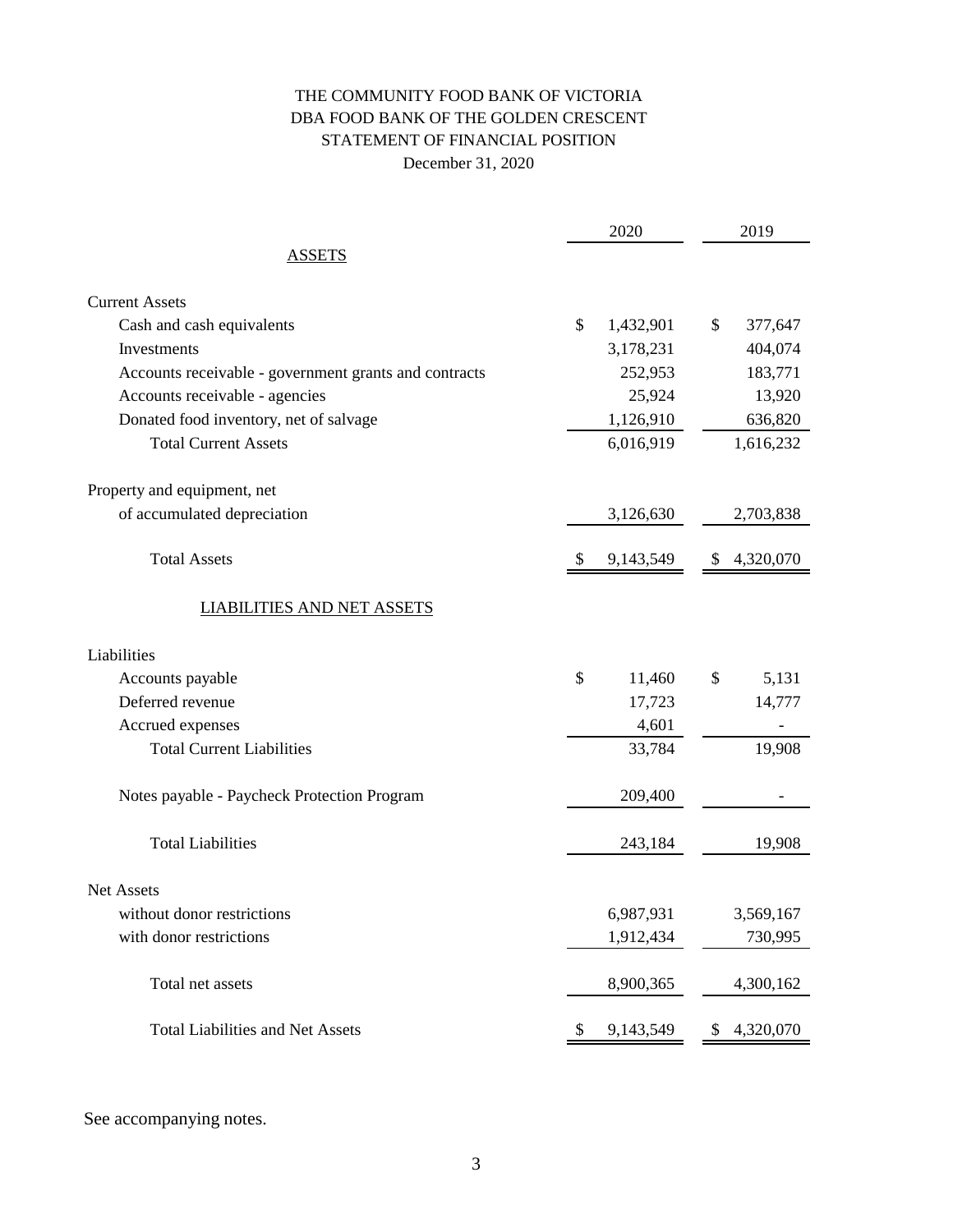# THE COMMUNITY FOOD BANK OF VICTORIA
## DBA FOOD BANK OF THE GOLDEN CRESCENT
## STATEMENT OF FINANCIAL POSITION
### December 31, 2020

| | 2020 | 2019 |
|---|---|---|
| **ASSETS** | | |
| Current Assets | | |
| Cash and cash equivalents | $ 1,432,901 | $ 377,647 |
| Investments | 3,178,231 | 404,074 |
| Accounts receivable - government grants and contracts | 252,953 | 183,771 |
| Accounts receivable - agencies | 25,924 | 13,920 |
| Donated food inventory, net of salvage | 1,126,910 | 636,820 |
| Total Current Assets | 6,016,919 | 1,616,232 |
| Property and equipment, net of accumulated depreciation | 3,126,630 | 2,703,838 |
| Total Assets | $ 9,143,549 | $ 4,320,070 |
| **LIABILITIES AND NET ASSETS** | | |
| Liabilities | | |
| Accounts payable | $ 11,460 | $ 5,131 |
| Deferred revenue | 17,723 | 14,777 |
| Accrued expenses | 4,601 | - |
| Total Current Liabilities | 33,784 | 19,908 |
| Notes payable - Paycheck Protection Program | 209,400 | - |
| Total Liabilities | 243,184 | 19,908 |
| Net Assets | | |
| without donor restrictions | 6,987,931 | 3,569,167 |
| with donor restrictions | 1,912,434 | 730,995 |
| Total net assets | 8,900,365 | 4,300,162 |
| Total Liabilities and Net Assets | $ 9,143,549 | $ 4,320,070 |

See accompanying notes.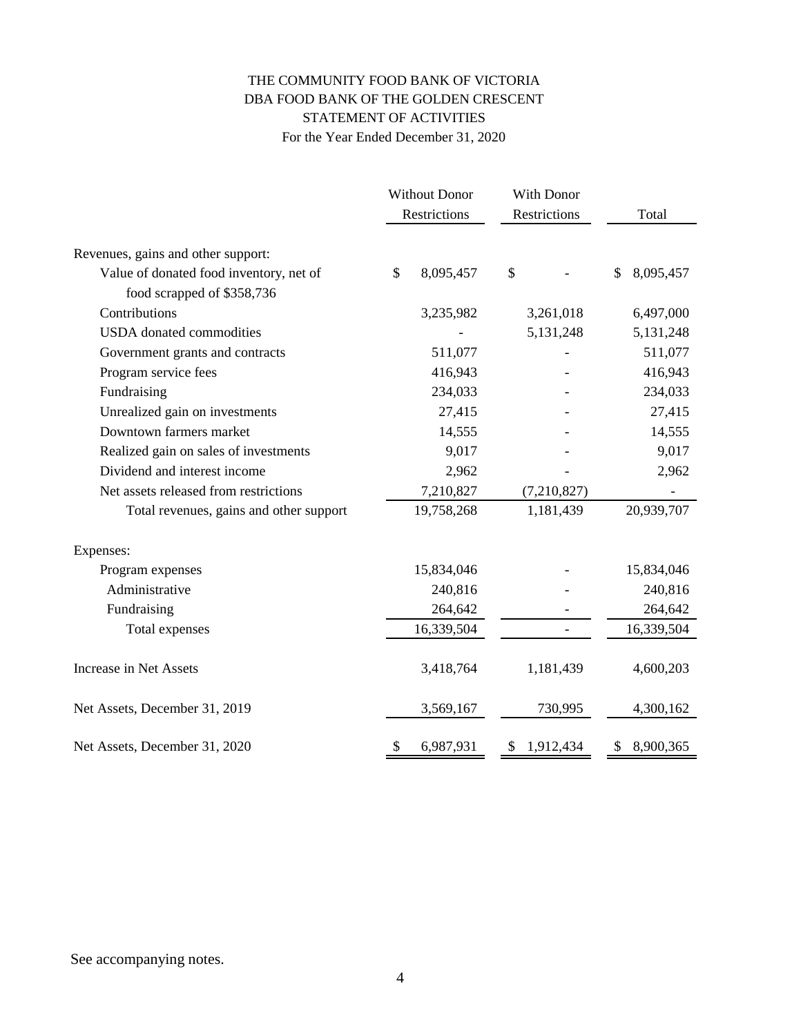# THE COMMUNITY FOOD BANK OF VICTORIA
## DBA FOOD BANK OF THE GOLDEN CRESCENT
## STATEMENT OF ACTIVITIES
### For the Year Ended December 31, 2020

| | Without Donor Restrictions | With Donor Restrictions | Total |
|---|---|---|---|
| Revenues, gains and other support: | | | |
| Value of donated food inventory, net of food scrapped of $358,736 | $ 8,095,457 | $ - | $ 8,095,457 |
| Contributions | 3,235,982 | 3,261,018 | 6,497,000 |
| USDA donated commodities | - | 5,131,248 | 5,131,248 |
| Government grants and contracts | 511,077 | - | 511,077 |
| Program service fees | 416,943 | - | 416,943 |
| Fundraising | 234,033 | - | 234,033 |
| Unrealized gain on investments | 27,415 | - | 27,415 |
| Downtown farmers market | 14,555 | - | 14,555 |
| Realized gain on sales of investments | 9,017 | - | 9,017 |
| Dividend and interest income | 2,962 | - | 2,962 |
| Net assets released from restrictions | 7,210,827 | (7,210,827) | - |
| Total revenues, gains and other support | 19,758,268 | 1,181,439 | 20,939,707 |
| Expenses: | | | |
| Program expenses | 15,834,046 | - | 15,834,046 |
| Administrative | 240,816 | - | 240,816 |
| Fundraising | 264,642 | - | 264,642 |
| Total expenses | 16,339,504 | - | 16,339,504 |
| Increase in Net Assets | 3,418,764 | 1,181,439 | 4,600,203 |
| Net Assets, December 31, 2019 | 3,569,167 | 730,995 | 4,300,162 |
| Net Assets, December 31, 2020 | $ 6,987,931 | $ 1,912,434 | $ 8,900,365 |

See accompanying notes.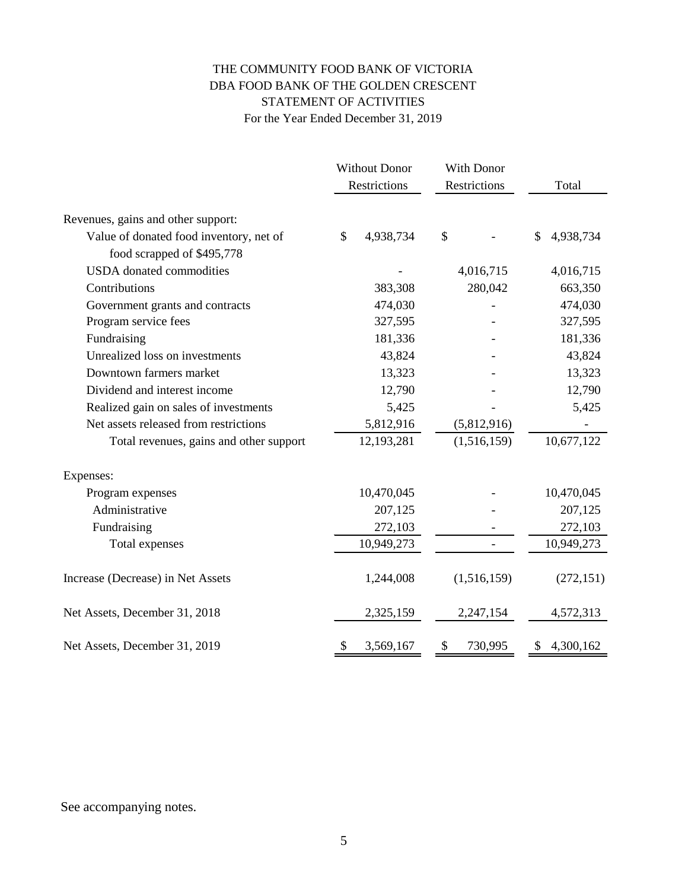# THE COMMUNITY FOOD BANK OF VICTORIA
# DBA FOOD BANK OF THE GOLDEN CRESCENT
## STATEMENT OF ACTIVITIES
### For the Year Ended December 31, 2019

| | Without Donor Restrictions | With Donor Restrictions | Total |
|---|---|---|---|
| Revenues, gains and other support: | | | |
| Value of donated food inventory, net of food scrapped of $495,778 | $ 4,938,734 | $ - | $ 4,938,734 |
| USDA donated commodities | - | 4,016,715 | 4,016,715 |
| Contributions | 383,308 | 280,042 | 663,350 |
| Government grants and contracts | 474,030 | - | 474,030 |
| Program service fees | 327,595 | - | 327,595 |
| Fundraising | 181,336 | - | 181,336 |
| Unrealized loss on investments | 43,824 | - | 43,824 |
| Downtown farmers market | 13,323 | - | 13,323 |
| Dividend and interest income | 12,790 | - | 12,790 |
| Realized gain on sales of investments | 5,425 | - | 5,425 |
| Net assets released from restrictions | 5,812,916 | (5,812,916) | - |
| Total revenues, gains and other support | 12,193,281 | (1,516,159) | 10,677,122 |
| Expenses: | | | |
| Program expenses | 10,470,045 | - | 10,470,045 |
| Administrative | 207,125 | - | 207,125 |
| Fundraising | 272,103 | - | 272,103 |
| Total expenses | 10,949,273 | - | 10,949,273 |
| Increase (Decrease) in Net Assets | 1,244,008 | (1,516,159) | (272,151) |
| Net Assets, December 31, 2018 | 2,325,159 | 2,247,154 | 4,572,313 |
| Net Assets, December 31, 2019 | $ 3,569,167 | $ 730,995 | $ 4,300,162 |

See accompanying notes.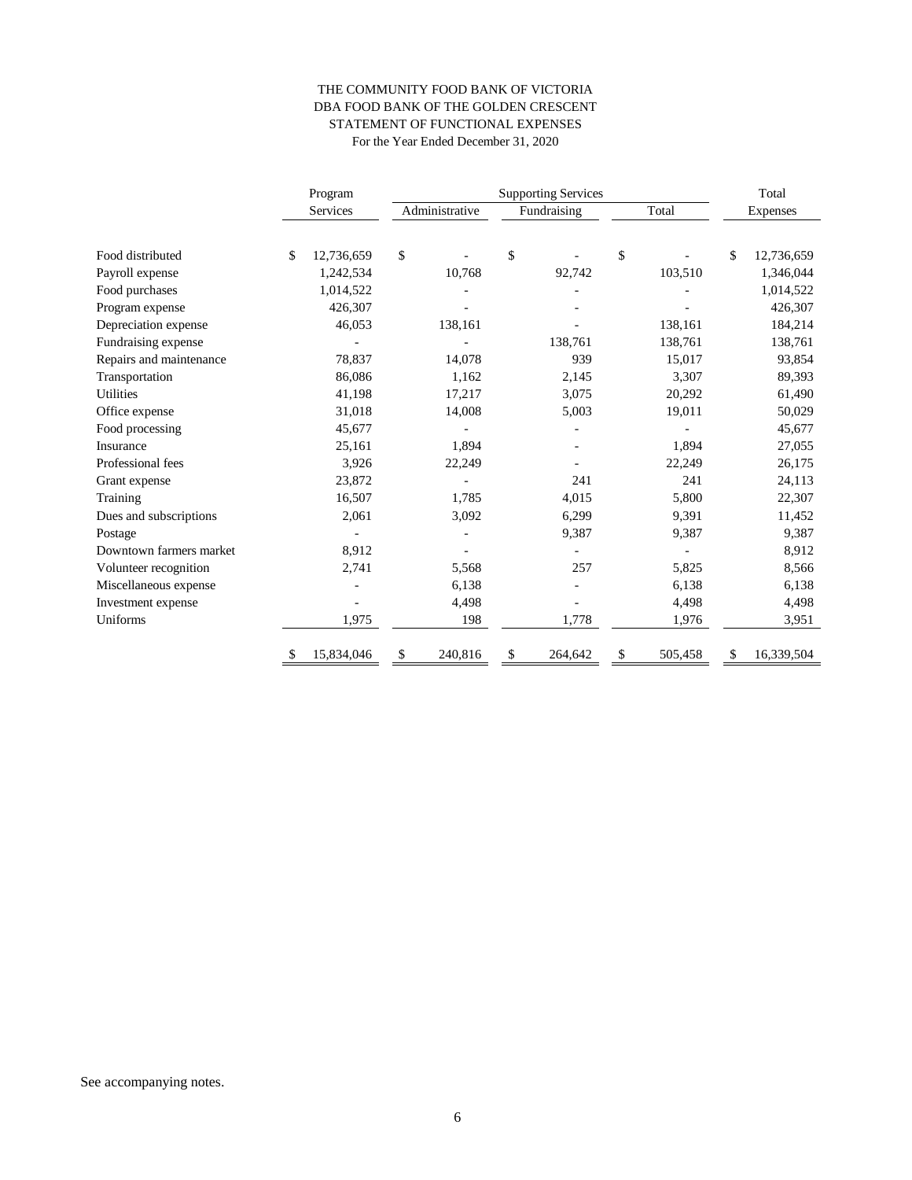THE COMMUNITY FOOD BANK OF VICTORIA
DBA FOOD BANK OF THE GOLDEN CRESCENT
STATEMENT OF FUNCTIONAL EXPENSES
For the Year Ended December 31, 2020

| | Program Services | Supporting Services | | | Total Expenses |
|---|---|---|---|---|---|
| | | Administrative | Fundraising | Total | |
| Food distributed | $ 12,736,659 | $ - | $ - | $ - | $ 12,736,659 |
| Payroll expense | 1,242,534 | 10,768 | 92,742 | 103,510 | 1,346,044 |
| Food purchases | 1,014,522 | - | - | - | 1,014,522 |
| Program expense | 426,307 | - | - | - | 426,307 |
| Depreciation expense | 46,053 | 138,161 | - | 138,161 | 184,214 |
| Fundraising expense | - | - | 138,761 | 138,761 | 138,761 |
| Repairs and maintenance | 78,837 | 14,078 | 939 | 15,017 | 93,854 |
| Transportation | 86,086 | 1,162 | 2,145 | 3,307 | 89,393 |
| Utilities | 41,198 | 17,217 | 3,075 | 20,292 | 61,490 |
| Office expense | 31,018 | 14,008 | 5,003 | 19,011 | 50,029 |
| Food processing | 45,677 | - | - | - | 45,677 |
| Insurance | 25,161 | 1,894 | - | 1,894 | 27,055 |
| Professional fees | 3,926 | 22,249 | - | 22,249 | 26,175 |
| Grant expense | 23,872 | - | 241 | 241 | 24,113 |
| Training | 16,507 | 1,785 | 4,015 | 5,800 | 22,307 |
| Dues and subscriptions | 2,061 | 3,092 | 6,299 | 9,391 | 11,452 |
| Postage | - | - | 9,387 | 9,387 | 9,387 |
| Downtown farmers market | 8,912 | - | - | - | 8,912 |
| Volunteer recognition | 2,741 | 5,568 | 257 | 5,825 | 8,566 |
| Miscellaneous expense | - | 6,138 | - | 6,138 | 6,138 |
| Investment expense | - | 4,498 | - | 4,498 | 4,498 |
| Uniforms | 1,975 | 198 | 1,778 | 1,976 | 3,951 |
| | $ 15,834,046 | $ 240,816 | $ 264,642 | $ 505,458 | $ 16,339,504 |

See accompanying notes.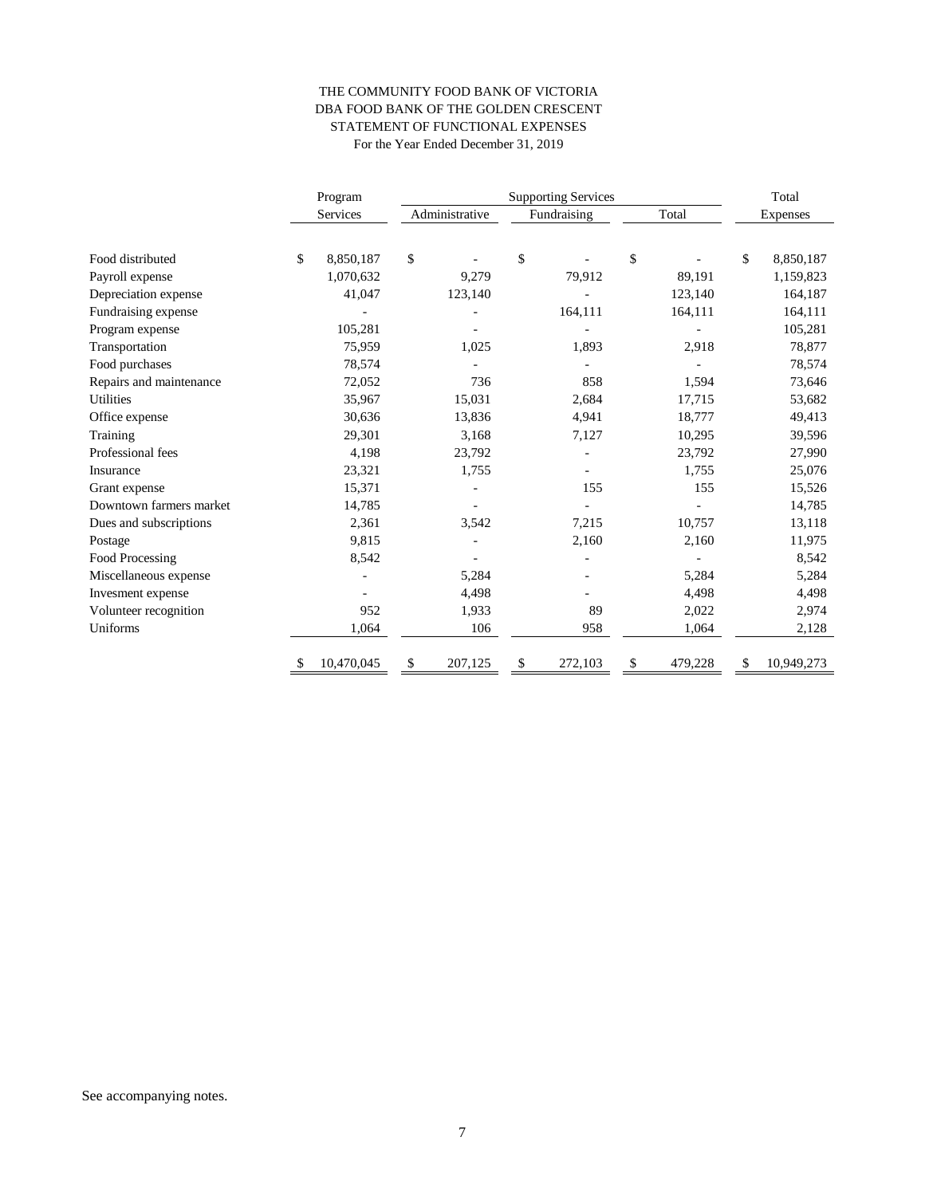THE COMMUNITY FOOD BANK OF VICTORIA
DBA FOOD BANK OF THE GOLDEN CRESCENT
STATEMENT OF FUNCTIONAL EXPENSES
For the Year Ended December 31, 2019

| | Program Services | Supporting Services | | | Total Expenses |
|---|---|---|---|---|---|
| | | Administrative | Fundraising | Total | |
| Food distributed | $ 8,850,187 | $ - | $ - | $ - | $ 8,850,187 |
| Payroll expense | 1,070,632 | 9,279 | 79,912 | 89,191 | 1,159,823 |
| Depreciation expense | 41,047 | 123,140 | - | 123,140 | 164,187 |
| Fundraising expense | - | - | 164,111 | 164,111 | 164,111 |
| Program expense | 105,281 | - | - | - | 105,281 |
| Transportation | 75,959 | 1,025 | 1,893 | 2,918 | 78,877 |
| Food purchases | 78,574 | - | - | - | 78,574 |
| Repairs and maintenance | 72,052 | 736 | 858 | 1,594 | 73,646 |
| Utilities | 35,967 | 15,031 | 2,684 | 17,715 | 53,682 |
| Office expense | 30,636 | 13,836 | 4,941 | 18,777 | 49,413 |
| Training | 29,301 | 3,168 | 7,127 | 10,295 | 39,596 |
| Professional fees | 4,198 | 23,792 | - | 23,792 | 27,990 |
| Insurance | 23,321 | 1,755 | - | 1,755 | 25,076 |
| Grant expense | 15,371 | - | 155 | 155 | 15,526 |
| Downtown farmers market | 14,785 | - | - | - | 14,785 |
| Dues and subscriptions | 2,361 | 3,542 | 7,215 | 10,757 | 13,118 |
| Postage | 9,815 | - | 2,160 | 2,160 | 11,975 |
| Food Processing | 8,542 | - | - | - | 8,542 |
| Miscellaneous expense | - | 5,284 | - | 5,284 | 5,284 |
| Invesment expense | - | 4,498 | - | 4,498 | 4,498 |
| Volunteer recognition | 952 | 1,933 | 89 | 2,022 | 2,974 |
| Uniforms | 1,064 | 106 | 958 | 1,064 | 2,128 |
| | $ 10,470,045 | $ 207,125 | $ 272,103 | $ 479,228 | $ 10,949,273 |

See accompanying notes.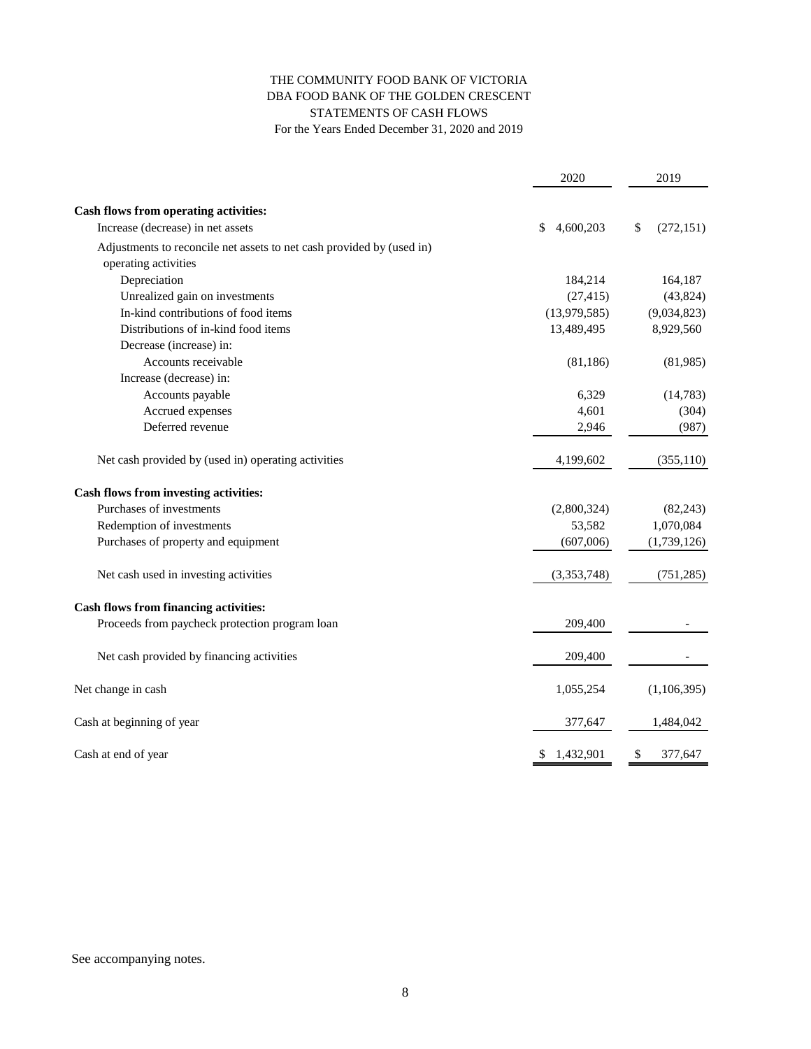# THE COMMUNITY FOOD BANK OF VICTORIA
## DBA FOOD BANK OF THE GOLDEN CRESCENT
## STATEMENTS OF CASH FLOWS
For the Years Ended December 31, 2020 and 2019

| | 2020 | 2019 |
|---|---|---|
| **Cash flows from operating activities:** | | |
| Increase (decrease) in net assets | $ 4,600,203 | $ (272,151) |
| Adjustments to reconcile net assets to net cash provided by (used in) operating activities | | |
| Depreciation | 184,214 | 164,187 |
| Unrealized gain on investments | (27,415) | (43,824) |
| In-kind contributions of food items | (13,979,585) | (9,034,823) |
| Distributions of in-kind food items | 13,489,495 | 8,929,560 |
| Decrease (increase) in: | | |
| Accounts receivable | (81,186) | (81,985) |
| Increase (decrease) in: | | |
| Accounts payable | 6,329 | (14,783) |
| Accrued expenses | 4,601 | (304) |
| Deferred revenue | 2,946 | (987) |
| Net cash provided by (used in) operating activities | 4,199,602 | (355,110) |
| **Cash flows from investing activities:** | | |
| Purchases of investments | (2,800,324) | (82,243) |
| Redemption of investments | 53,582 | 1,070,084 |
| Purchases of property and equipment | (607,006) | (1,739,126) |
| Net cash used in investing activities | (3,353,748) | (751,285) |
| **Cash flows from financing activities:** | | |
| Proceeds from paycheck protection program loan | 209,400 | - |
| Net cash provided by financing activities | 209,400 | - |
| Net change in cash | 1,055,254 | (1,106,395) |
| Cash at beginning of year | 377,647 | 1,484,042 |
| Cash at end of year | $ 1,432,901 | $ 377,647 |

See accompanying notes.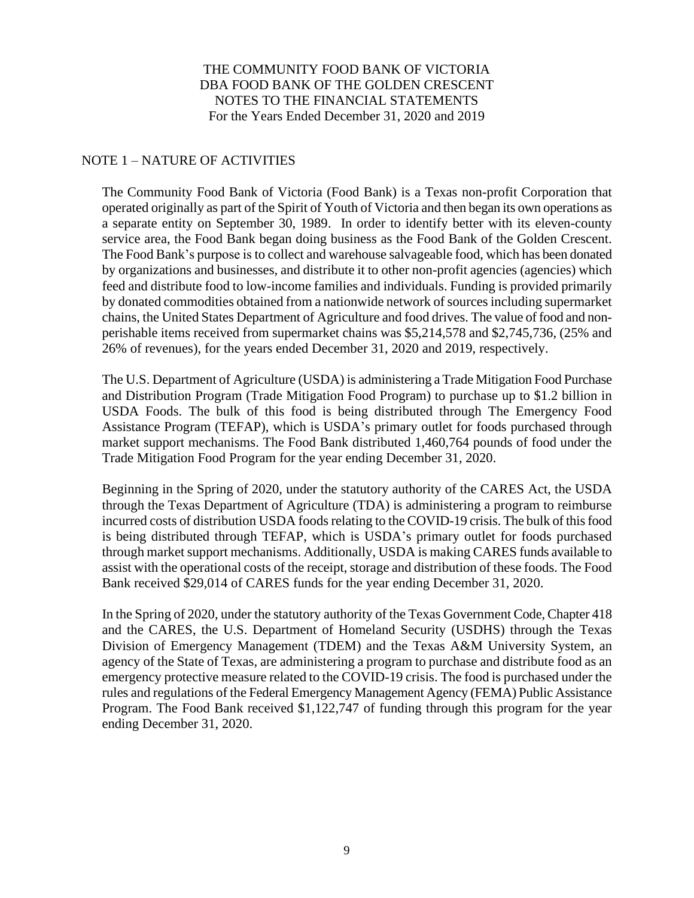THE COMMUNITY FOOD BANK OF VICTORIA
DBA FOOD BANK OF THE GOLDEN CRESCENT
NOTES TO THE FINANCIAL STATEMENTS
For the Years Ended December 31, 2020 and 2019

## NOTE 1 – NATURE OF ACTIVITIES

The Community Food Bank of Victoria (Food Bank) is a Texas non-profit Corporation that operated originally as part of the Spirit of Youth of Victoria and then began its own operations as a separate entity on September 30, 1989. In order to identify better with its eleven-county service area, the Food Bank began doing business as the Food Bank of the Golden Crescent. The Food Bank's purpose is to collect and warehouse salvageable food, which has been donated by organizations and businesses, and distribute it to other non-profit agencies (agencies) which feed and distribute food to low-income families and individuals. Funding is provided primarily by donated commodities obtained from a nationwide network of sources including supermarket chains, the United States Department of Agriculture and food drives. The value of food and non-perishable items received from supermarket chains was $5,214,578 and $2,745,736, (25% and 26% of revenues), for the years ended December 31, 2020 and 2019, respectively.

The U.S. Department of Agriculture (USDA) is administering a Trade Mitigation Food Purchase and Distribution Program (Trade Mitigation Food Program) to purchase up to $1.2 billion in USDA Foods. The bulk of this food is being distributed through The Emergency Food Assistance Program (TEFAP), which is USDA's primary outlet for foods purchased through market support mechanisms. The Food Bank distributed 1,460,764 pounds of food under the Trade Mitigation Food Program for the year ending December 31, 2020.

Beginning in the Spring of 2020, under the statutory authority of the CARES Act, the USDA through the Texas Department of Agriculture (TDA) is administering a program to reimburse incurred costs of distribution USDA foods relating to the COVID-19 crisis. The bulk of this food is being distributed through TEFAP, which is USDA's primary outlet for foods purchased through market support mechanisms. Additionally, USDA is making CARES funds available to assist with the operational costs of the receipt, storage and distribution of these foods. The Food Bank received $29,014 of CARES funds for the year ending December 31, 2020.

In the Spring of 2020, under the statutory authority of the Texas Government Code, Chapter 418 and the CARES, the U.S. Department of Homeland Security (USDHS) through the Texas Division of Emergency Management (TDEM) and the Texas A&M University System, an agency of the State of Texas, are administering a program to purchase and distribute food as an emergency protective measure related to the COVID-19 crisis. The food is purchased under the rules and regulations of the Federal Emergency Management Agency (FEMA) Public Assistance Program. The Food Bank received $1,122,747 of funding through this program for the year ending December 31, 2020.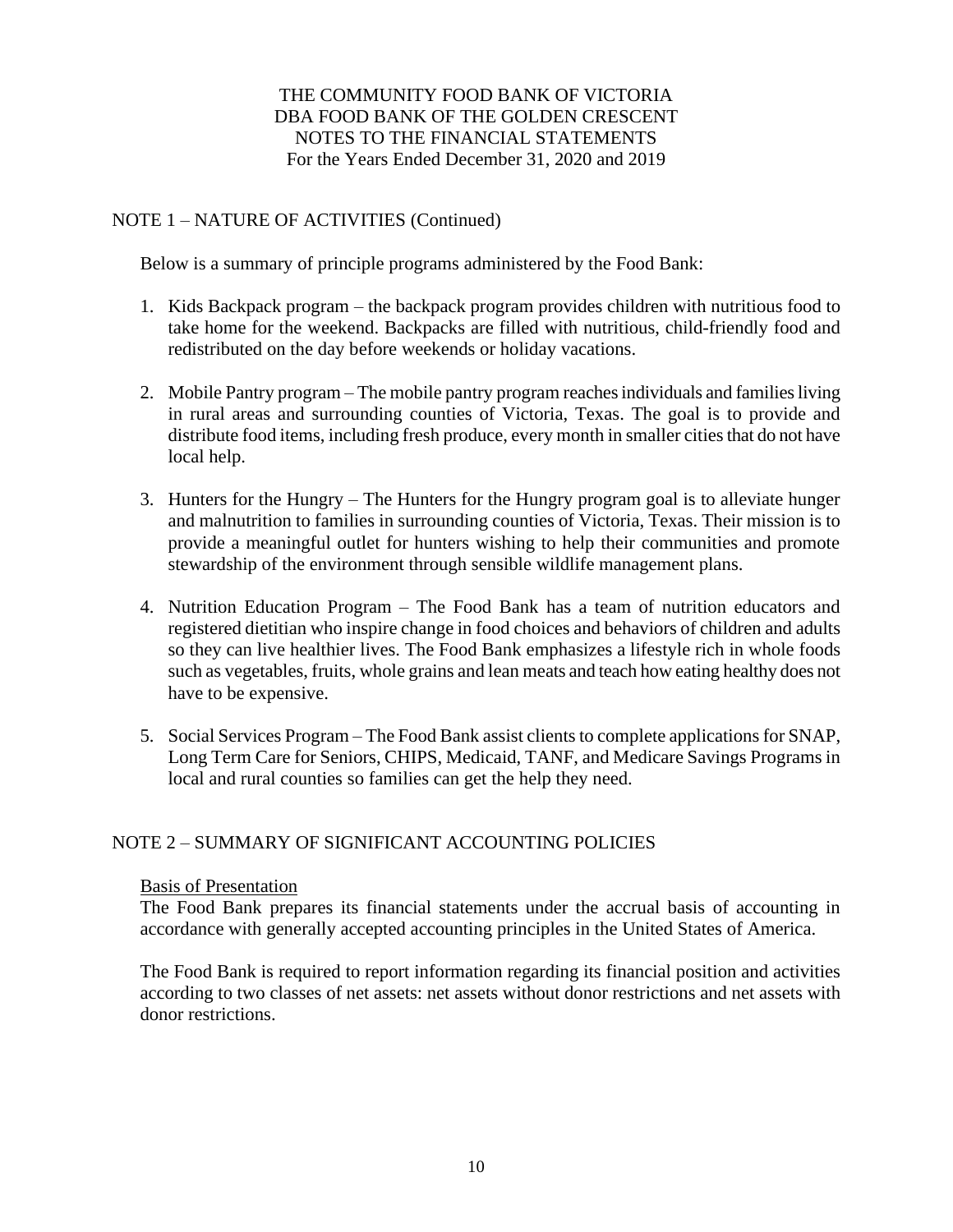## NOTE 1 – NATURE OF ACTIVITIES (Continued)

Below is a summary of principle programs administered by the Food Bank:

1. Kids Backpack program – the backpack program provides children with nutritious food to take home for the weekend. Backpacks are filled with nutritious, child-friendly food and redistributed on the day before weekends or holiday vacations.

2. Mobile Pantry program – The mobile pantry program reaches individuals and families living in rural areas and surrounding counties of Victoria, Texas. The goal is to provide and distribute food items, including fresh produce, every month in smaller cities that do not have local help.

3. Hunters for the Hungry – The Hunters for the Hungry program goal is to alleviate hunger and malnutrition to families in surrounding counties of Victoria, Texas. Their mission is to provide a meaningful outlet for hunters wishing to help their communities and promote stewardship of the environment through sensible wildlife management plans.

4. Nutrition Education Program – The Food Bank has a team of nutrition educators and registered dietitian who inspire change in food choices and behaviors of children and adults so they can live healthier lives. The Food Bank emphasizes a lifestyle rich in whole foods such as vegetables, fruits, whole grains and lean meats and teach how eating healthy does not have to be expensive.

5. Social Services Program – The Food Bank assist clients to complete applications for SNAP, Long Term Care for Seniors, CHIPS, Medicaid, TANF, and Medicare Savings Programs in local and rural counties so families can get the help they need.

## NOTE 2 – SUMMARY OF SIGNIFICANT ACCOUNTING POLICIES

### Basis of Presentation

The Food Bank prepares its financial statements under the accrual basis of accounting in accordance with generally accepted accounting principles in the United States of America.

The Food Bank is required to report information regarding its financial position and activities according to two classes of net assets: net assets without donor restrictions and net assets with donor restrictions.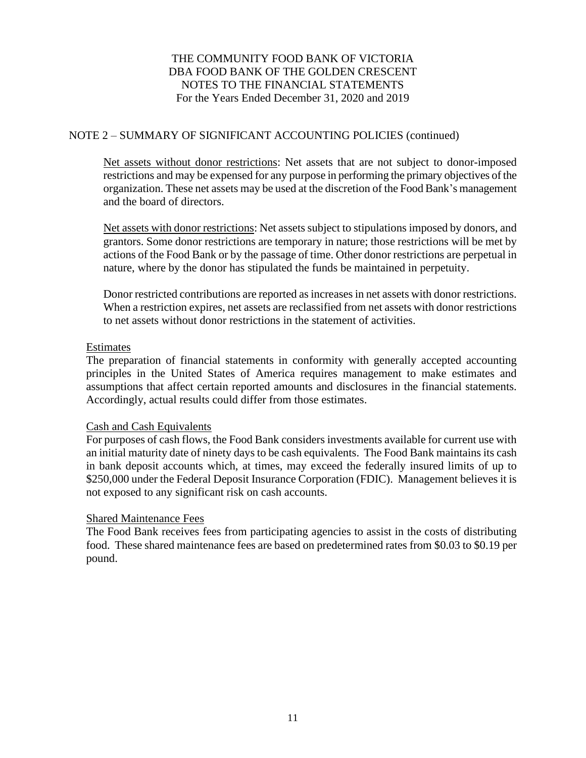## NOTE 2 – SUMMARY OF SIGNIFICANT ACCOUNTING POLICIES (continued)

Net assets without donor restrictions: Net assets that are not subject to donor-imposed restrictions and may be expensed for any purpose in performing the primary objectives of the organization. These net assets may be used at the discretion of the Food Bank's management and the board of directors.

Net assets with donor restrictions: Net assets subject to stipulations imposed by donors, and grantors. Some donor restrictions are temporary in nature; those restrictions will be met by actions of the Food Bank or by the passage of time. Other donor restrictions are perpetual in nature, where by the donor has stipulated the funds be maintained in perpetuity.

Donor restricted contributions are reported as increases in net assets with donor restrictions. When a restriction expires, net assets are reclassified from net assets with donor restrictions to net assets without donor restrictions in the statement of activities.

### Estimates

The preparation of financial statements in conformity with generally accepted accounting principles in the United States of America requires management to make estimates and assumptions that affect certain reported amounts and disclosures in the financial statements. Accordingly, actual results could differ from those estimates.

### Cash and Cash Equivalents

For purposes of cash flows, the Food Bank considers investments available for current use with an initial maturity date of ninety days to be cash equivalents. The Food Bank maintains its cash in bank deposit accounts which, at times, may exceed the federally insured limits of up to $250,000 under the Federal Deposit Insurance Corporation (FDIC). Management believes it is not exposed to any significant risk on cash accounts.

### Shared Maintenance Fees

The Food Bank receives fees from participating agencies to assist in the costs of distributing food. These shared maintenance fees are based on predetermined rates from $0.03 to $0.19 per pound.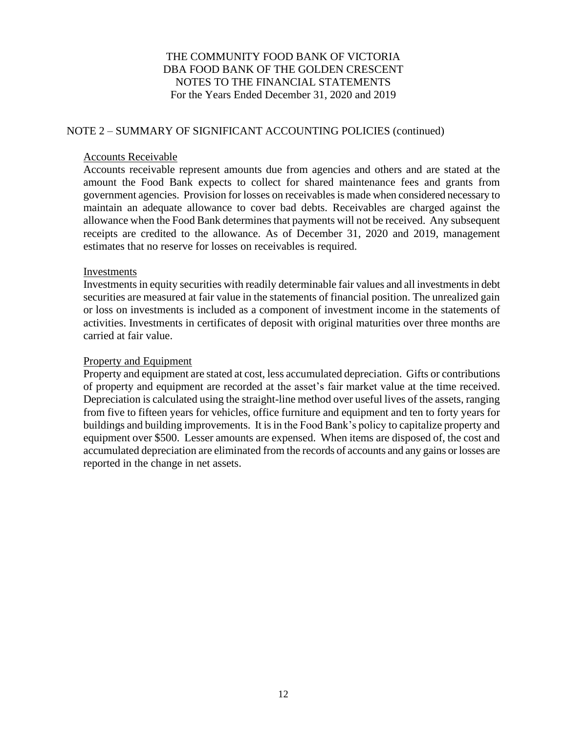## NOTE 2 – SUMMARY OF SIGNIFICANT ACCOUNTING POLICIES (continued)

### Accounts Receivable

Accounts receivable represent amounts due from agencies and others and are stated at the amount the Food Bank expects to collect for shared maintenance fees and grants from government agencies. Provision for losses on receivables is made when considered necessary to maintain an adequate allowance to cover bad debts. Receivables are charged against the allowance when the Food Bank determines that payments will not be received. Any subsequent receipts are credited to the allowance. As of December 31, 2020 and 2019, management estimates that no reserve for losses on receivables is required.

### Investments

Investments in equity securities with readily determinable fair values and all investments in debt securities are measured at fair value in the statements of financial position. The unrealized gain or loss on investments is included as a component of investment income in the statements of activities. Investments in certificates of deposit with original maturities over three months are carried at fair value.

### Property and Equipment

Property and equipment are stated at cost, less accumulated depreciation. Gifts or contributions of property and equipment are recorded at the asset's fair market value at the time received. Depreciation is calculated using the straight-line method over useful lives of the assets, ranging from five to fifteen years for vehicles, office furniture and equipment and ten to forty years for buildings and building improvements. It is in the Food Bank's policy to capitalize property and equipment over $500. Lesser amounts are expensed. When items are disposed of, the cost and accumulated depreciation are eliminated from the records of accounts and any gains or losses are reported in the change in net assets.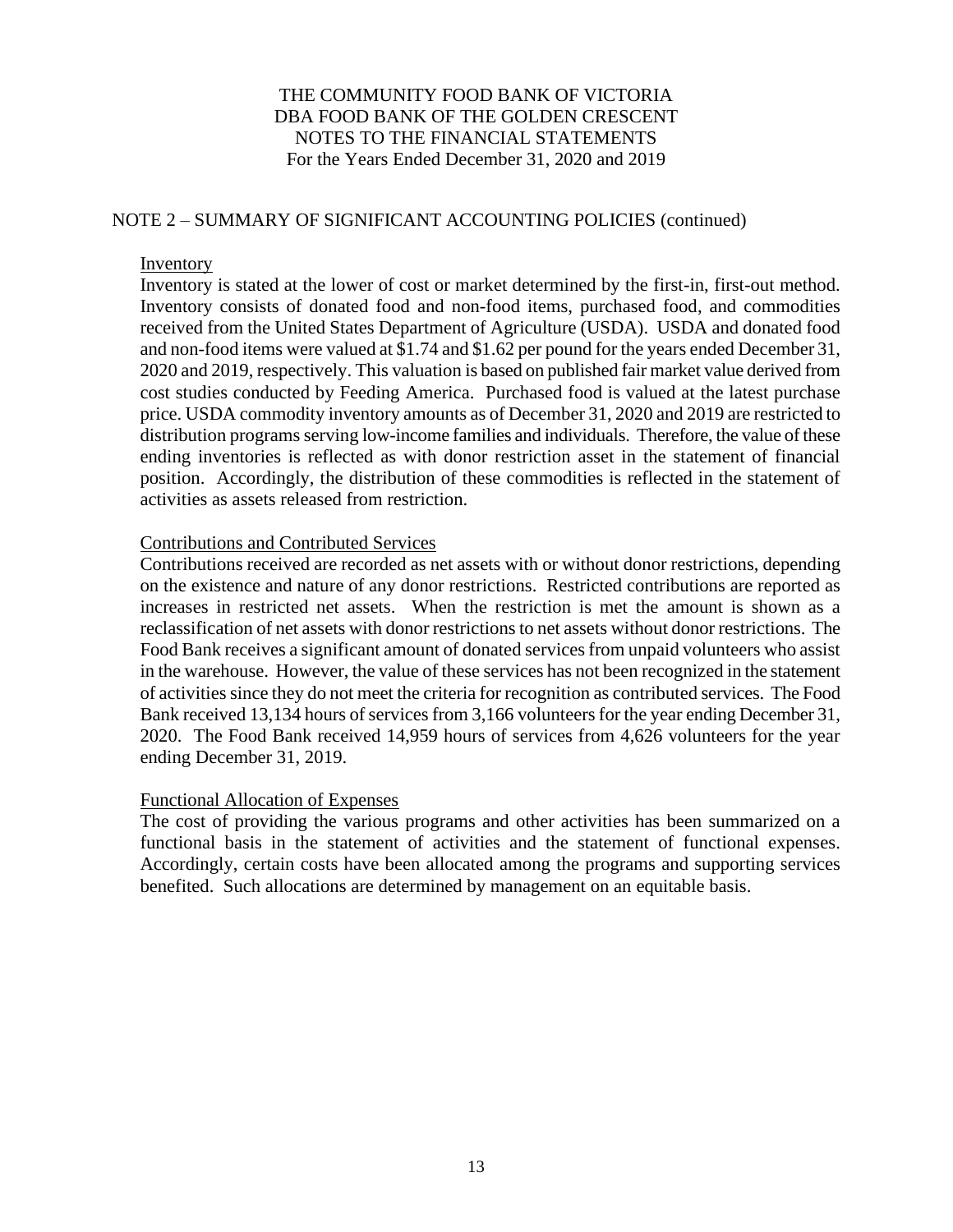# THE COMMUNITY FOOD BANK OF VICTORIA
# DBA FOOD BANK OF THE GOLDEN CRESCENT
# NOTES TO THE FINANCIAL STATEMENTS
For the Years Ended December 31, 2020 and 2019

## NOTE 2 – SUMMARY OF SIGNIFICANT ACCOUNTING POLICIES (continued)

### Inventory

Inventory is stated at the lower of cost or market determined by the first-in, first-out method. Inventory consists of donated food and non-food items, purchased food, and commodities received from the United States Department of Agriculture (USDA). USDA and donated food and non-food items were valued at $1.74 and $1.62 per pound for the years ended December 31, 2020 and 2019, respectively. This valuation is based on published fair market value derived from cost studies conducted by Feeding America. Purchased food is valued at the latest purchase price. USDA commodity inventory amounts as of December 31, 2020 and 2019 are restricted to distribution programs serving low-income families and individuals. Therefore, the value of these ending inventories is reflected as with donor restriction asset in the statement of financial position. Accordingly, the distribution of these commodities is reflected in the statement of activities as assets released from restriction.

### Contributions and Contributed Services

Contributions received are recorded as net assets with or without donor restrictions, depending on the existence and nature of any donor restrictions. Restricted contributions are reported as increases in restricted net assets. When the restriction is met the amount is shown as a reclassification of net assets with donor restrictions to net assets without donor restrictions. The Food Bank receives a significant amount of donated services from unpaid volunteers who assist in the warehouse. However, the value of these services has not been recognized in the statement of activities since they do not meet the criteria for recognition as contributed services. The Food Bank received 13,134 hours of services from 3,166 volunteers for the year ending December 31, 2020. The Food Bank received 14,959 hours of services from 4,626 volunteers for the year ending December 31, 2019.

### Functional Allocation of Expenses

The cost of providing the various programs and other activities has been summarized on a functional basis in the statement of activities and the statement of functional expenses. Accordingly, certain costs have been allocated among the programs and supporting services benefited. Such allocations are determined by management on an equitable basis.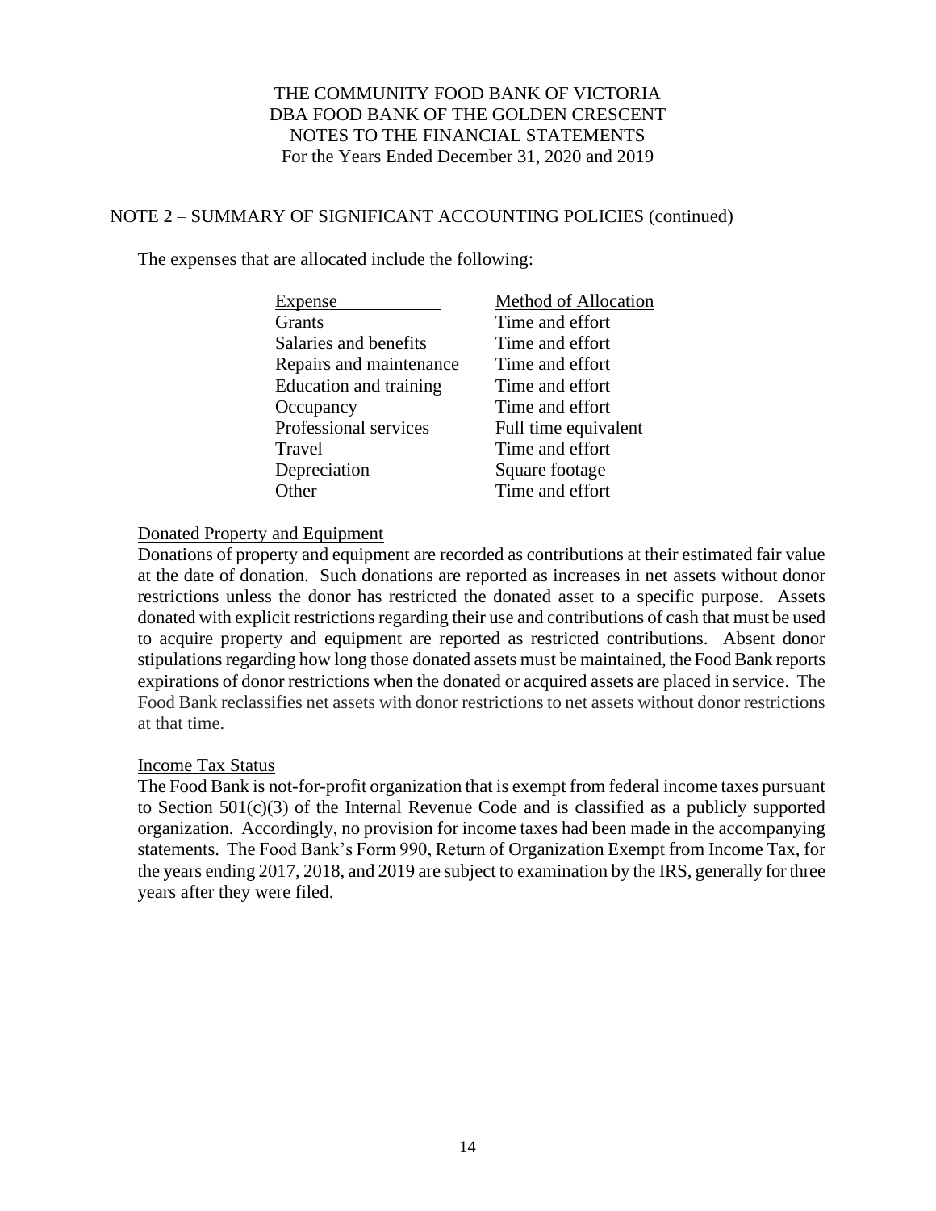## NOTE 2 – SUMMARY OF SIGNIFICANT ACCOUNTING POLICIES (continued)

The expenses that are allocated include the following:

| Expense | Method of Allocation |
|---|---|
| Grants | Time and effort |
| Salaries and benefits | Time and effort |
| Repairs and maintenance | Time and effort |
| Education and training | Time and effort |
| Occupancy | Time and effort |
| Professional services | Full time equivalent |
| Travel | Time and effort |
| Depreciation | Square footage |
| Other | Time and effort |

### Donated Property and Equipment

Donations of property and equipment are recorded as contributions at their estimated fair value at the date of donation. Such donations are reported as increases in net assets without donor restrictions unless the donor has restricted the donated asset to a specific purpose. Assets donated with explicit restrictions regarding their use and contributions of cash that must be used to acquire property and equipment are reported as restricted contributions. Absent donor stipulations regarding how long those donated assets must be maintained, the Food Bank reports expirations of donor restrictions when the donated or acquired assets are placed in service. The Food Bank reclassifies net assets with donor restrictions to net assets without donor restrictions at that time.

### Income Tax Status

The Food Bank is not-for-profit organization that is exempt from federal income taxes pursuant to Section 501(c)(3) of the Internal Revenue Code and is classified as a publicly supported organization. Accordingly, no provision for income taxes had been made in the accompanying statements. The Food Bank's Form 990, Return of Organization Exempt from Income Tax, for the years ending 2017, 2018, and 2019 are subject to examination by the IRS, generally for three years after they were filed.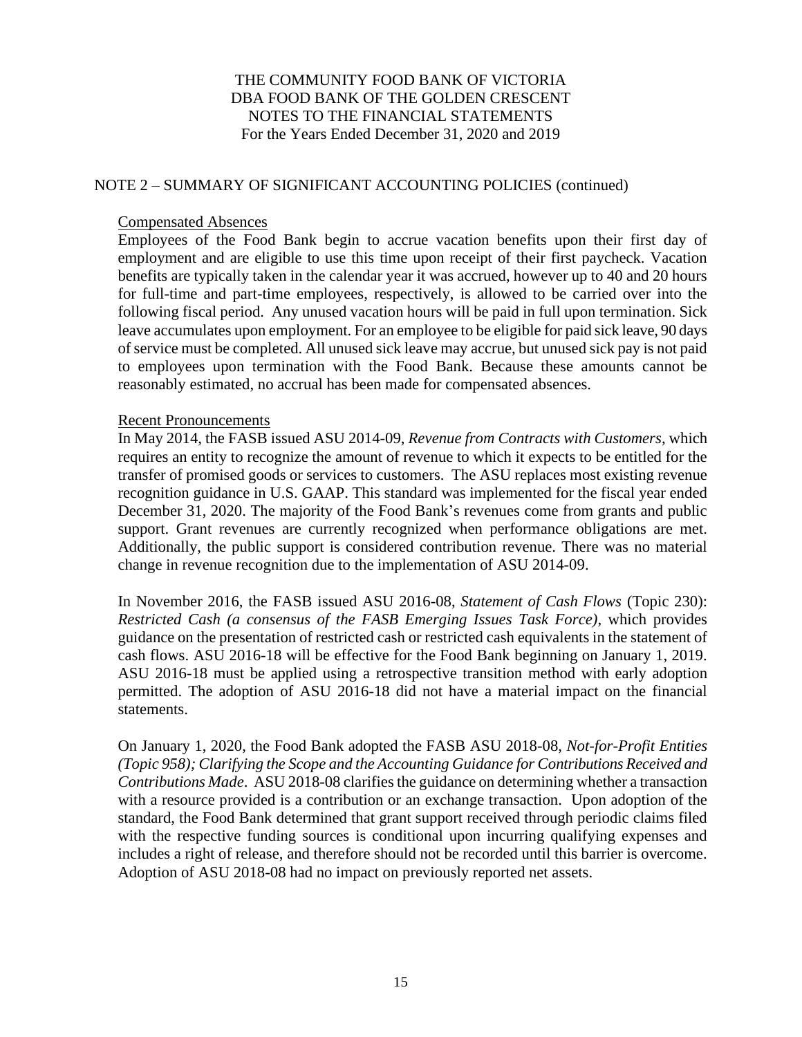THE COMMUNITY FOOD BANK OF VICTORIA
DBA FOOD BANK OF THE GOLDEN CRESCENT
NOTES TO THE FINANCIAL STATEMENTS
For the Years Ended December 31, 2020 and 2019

## NOTE 2 – SUMMARY OF SIGNIFICANT ACCOUNTING POLICIES (continued)

### Compensated Absences

Employees of the Food Bank begin to accrue vacation benefits upon their first day of employment and are eligible to use this time upon receipt of their first paycheck. Vacation benefits are typically taken in the calendar year it was accrued, however up to 40 and 20 hours for full-time and part-time employees, respectively, is allowed to be carried over into the following fiscal period. Any unused vacation hours will be paid in full upon termination. Sick leave accumulates upon employment. For an employee to be eligible for paid sick leave, 90 days of service must be completed. All unused sick leave may accrue, but unused sick pay is not paid to employees upon termination with the Food Bank. Because these amounts cannot be reasonably estimated, no accrual has been made for compensated absences.

### Recent Pronouncements

In May 2014, the FASB issued ASU 2014-09, *Revenue from Contracts with Customers*, which requires an entity to recognize the amount of revenue to which it expects to be entitled for the transfer of promised goods or services to customers. The ASU replaces most existing revenue recognition guidance in U.S. GAAP. This standard was implemented for the fiscal year ended December 31, 2020. The majority of the Food Bank's revenues come from grants and public support. Grant revenues are currently recognized when performance obligations are met. Additionally, the public support is considered contribution revenue. There was no material change in revenue recognition due to the implementation of ASU 2014-09.

In November 2016, the FASB issued ASU 2016-08, *Statement of Cash Flows* (Topic 230): *Restricted Cash (a consensus of the FASB Emerging Issues Task Force)*, which provides guidance on the presentation of restricted cash or restricted cash equivalents in the statement of cash flows. ASU 2016-18 will be effective for the Food Bank beginning on January 1, 2019. ASU 2016-18 must be applied using a retrospective transition method with early adoption permitted. The adoption of ASU 2016-18 did not have a material impact on the financial statements.

On January 1, 2020, the Food Bank adopted the FASB ASU 2018-08, *Not-for-Profit Entities (Topic 958); Clarifying the Scope and the Accounting Guidance for Contributions Received and Contributions Made*. ASU 2018-08 clarifies the guidance on determining whether a transaction with a resource provided is a contribution or an exchange transaction. Upon adoption of the standard, the Food Bank determined that grant support received through periodic claims filed with the respective funding sources is conditional upon incurring qualifying expenses and includes a right of release, and therefore should not be recorded until this barrier is overcome. Adoption of ASU 2018-08 had no impact on previously reported net assets.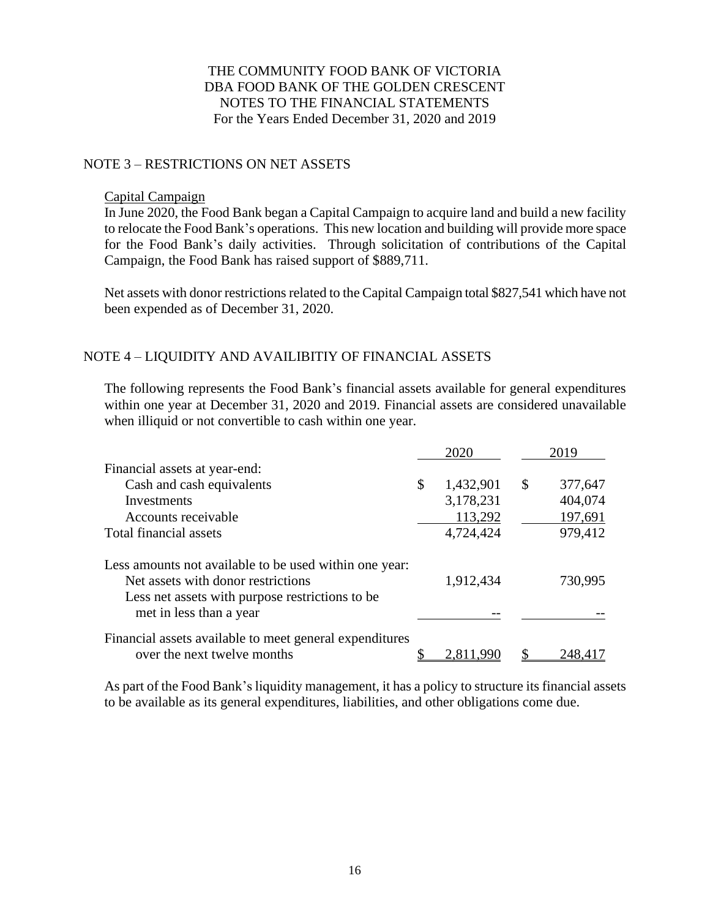THE COMMUNITY FOOD BANK OF VICTORIA
DBA FOOD BANK OF THE GOLDEN CRESCENT
NOTES TO THE FINANCIAL STATEMENTS
For the Years Ended December 31, 2020 and 2019

## NOTE 3 – RESTRICTIONS ON NET ASSETS

Capital Campaign

In June 2020, the Food Bank began a Capital Campaign to acquire land and build a new facility to relocate the Food Bank's operations. This new location and building will provide more space for the Food Bank's daily activities. Through solicitation of contributions of the Capital Campaign, the Food Bank has raised support of $889,711.

Net assets with donor restrictions related to the Capital Campaign total $827,541 which have not been expended as of December 31, 2020.

## NOTE 4 – LIQUIDITY AND AVAILIBITIY OF FINANCIAL ASSETS

The following represents the Food Bank's financial assets available for general expenditures within one year at December 31, 2020 and 2019. Financial assets are considered unavailable when illiquid or not convertible to cash within one year.

| | 2020 | 2019 |
|---|---|---|
| Financial assets at year-end: | | |
| Cash and cash equivalents | $ 1,432,901 | $ 377,647 |
| Investments | 3,178,231 | 404,074 |
| Accounts receivable | 113,292 | 197,691 |
| Total financial assets | 4,724,424 | 979,412 |
| Less amounts not available to be used within one year: | | |
| Net assets with donor restrictions | 1,912,434 | 730,995 |
| Less net assets with purpose restrictions to be met in less than a year | -- | -- |
| Financial assets available to meet general expenditures over the next twelve months | $ 2,811,990 | $ 248,417 |

As part of the Food Bank's liquidity management, it has a policy to structure its financial assets to be available as its general expenditures, liabilities, and other obligations come due.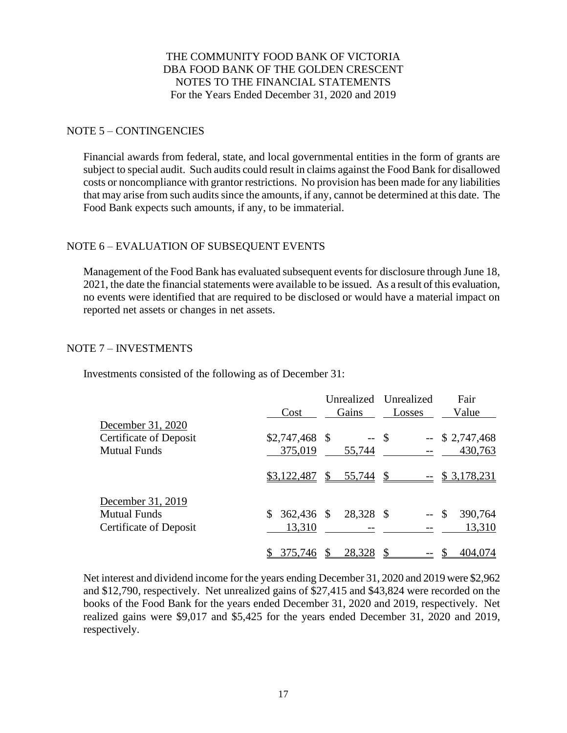THE COMMUNITY FOOD BANK OF VICTORIA
DBA FOOD BANK OF THE GOLDEN CRESCENT
NOTES TO THE FINANCIAL STATEMENTS
For the Years Ended December 31, 2020 and 2019

## NOTE 5 – CONTINGENCIES

Financial awards from federal, state, and local governmental entities in the form of grants are subject to special audit. Such audits could result in claims against the Food Bank for disallowed costs or noncompliance with grantor restrictions. No provision has been made for any liabilities that may arise from such audits since the amounts, if any, cannot be determined at this date. The Food Bank expects such amounts, if any, to be immaterial.

## NOTE 6 – EVALUATION OF SUBSEQUENT EVENTS

Management of the Food Bank has evaluated subsequent events for disclosure through June 18, 2021, the date the financial statements were available to be issued. As a result of this evaluation, no events were identified that are required to be disclosed or would have a material impact on reported net assets or changes in net assets.

## NOTE 7 – INVESTMENTS

Investments consisted of the following as of December 31:

| | Cost | Unrealized Gains | Unrealized Losses | Fair Value |
|---|---|---|---|---|
| December 31, 2020 | | | | |
| Certificate of Deposit | $2,747,468 | $ -- | $ -- | $ 2,747,468 |
| Mutual Funds | 375,019 | 55,744 | -- | 430,763 |
| | $3,122,487 | $ 55,744 | $ -- | $ 3,178,231 |
| December 31, 2019 | | | | |
| Mutual Funds | $ 362,436 | $ 28,328 | $ -- | $ 390,764 |
| Certificate of Deposit | 13,310 | -- | -- | 13,310 |
| | $ 375,746 | $ 28,328 | $ -- | $ 404,074 |

Net interest and dividend income for the years ending December 31, 2020 and 2019 were $2,962 and $12,790, respectively. Net unrealized gains of $27,415 and $43,824 were recorded on the books of the Food Bank for the years ended December 31, 2020 and 2019, respectively. Net realized gains were $9,017 and $5,425 for the years ended December 31, 2020 and 2019, respectively.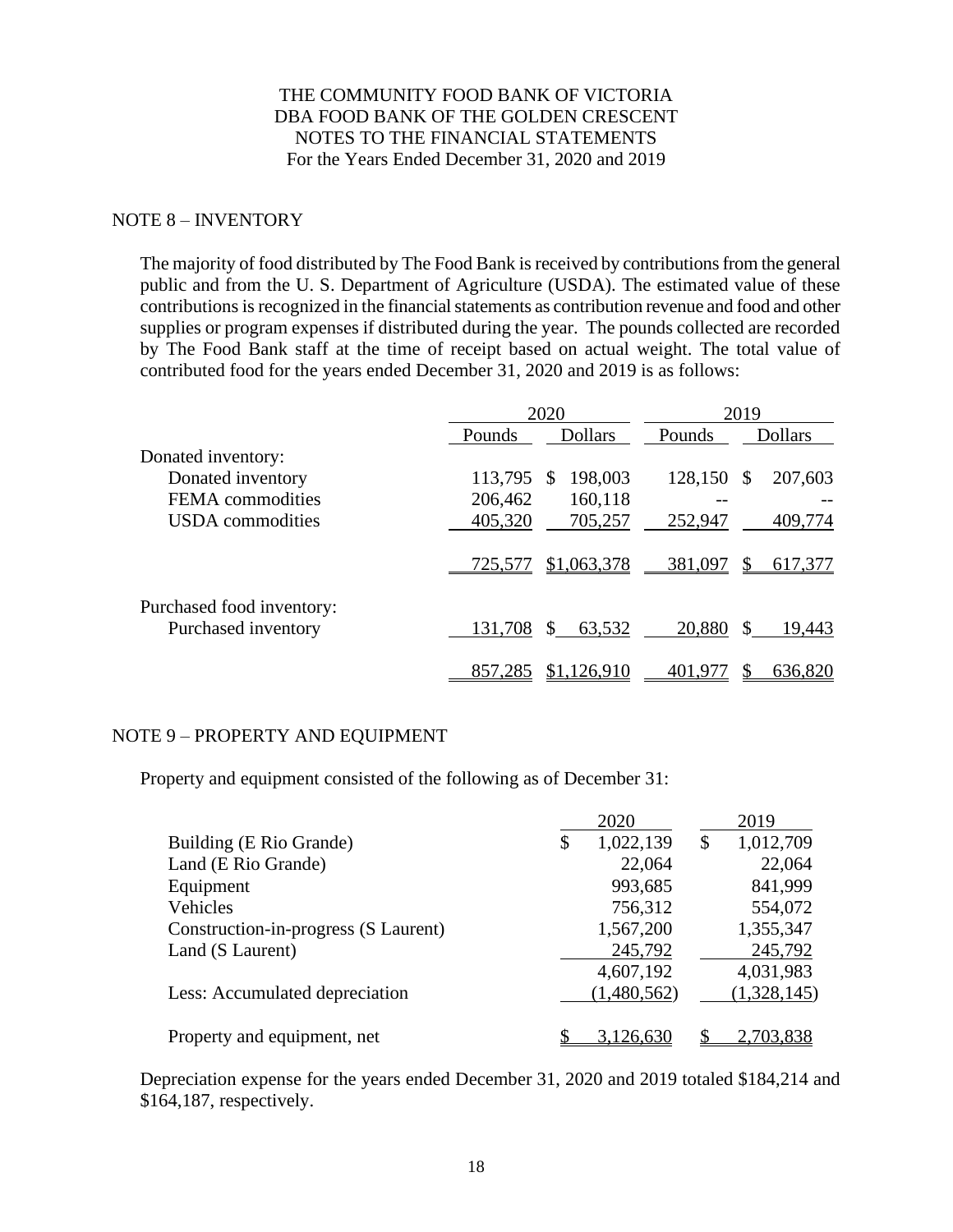THE COMMUNITY FOOD BANK OF VICTORIA
DBA FOOD BANK OF THE GOLDEN CRESCENT
NOTES TO THE FINANCIAL STATEMENTS
For the Years Ended December 31, 2020 and 2019

## NOTE 8 – INVENTORY

The majority of food distributed by The Food Bank is received by contributions from the general public and from the U. S. Department of Agriculture (USDA). The estimated value of these contributions is recognized in the financial statements as contribution revenue and food and other supplies or program expenses if distributed during the year. The pounds collected are recorded by The Food Bank staff at the time of receipt based on actual weight. The total value of contributed food for the years ended December 31, 2020 and 2019 is as follows:

| | 2020 | | 2019 | |
|---|---|---|---|---|
| | Pounds | Dollars | Pounds | Dollars |
| Donated inventory: | | | | |
| Donated inventory | 113,795 | $ 198,003 | 128,150 | $ 207,603 |
| FEMA commodities | 206,462 | 160,118 | -- | -- |
| USDA commodities | 405,320 | 705,257 | 252,947 | 409,774 |
| | 725,577 | $1,063,378 | 381,097 | $ 617,377 |
| Purchased food inventory: | | | | |
| Purchased inventory | 131,708 | $ 63,532 | 20,880 | $ 19,443 |
| | 857,285 | $1,126,910 | 401,977 | $ 636,820 |

## NOTE 9 – PROPERTY AND EQUIPMENT

Property and equipment consisted of the following as of December 31:

| | 2020 | 2019 |
|---|---|---|
| Building (E Rio Grande) | $ 1,022,139 | $ 1,012,709 |
| Land (E Rio Grande) | 22,064 | 22,064 |
| Equipment | 993,685 | 841,999 |
| Vehicles | 756,312 | 554,072 |
| Construction-in-progress (S Laurent) | 1,567,200 | 1,355,347 |
| Land (S Laurent) | 245,792 | 245,792 |
| | 4,607,192 | 4,031,983 |
| Less: Accumulated depreciation | (1,480,562) | (1,328,145) |
| Property and equipment, net | $ 3,126,630 | $ 2,703,838 |

Depreciation expense for the years ended December 31, 2020 and 2019 totaled $184,214 and $164,187, respectively.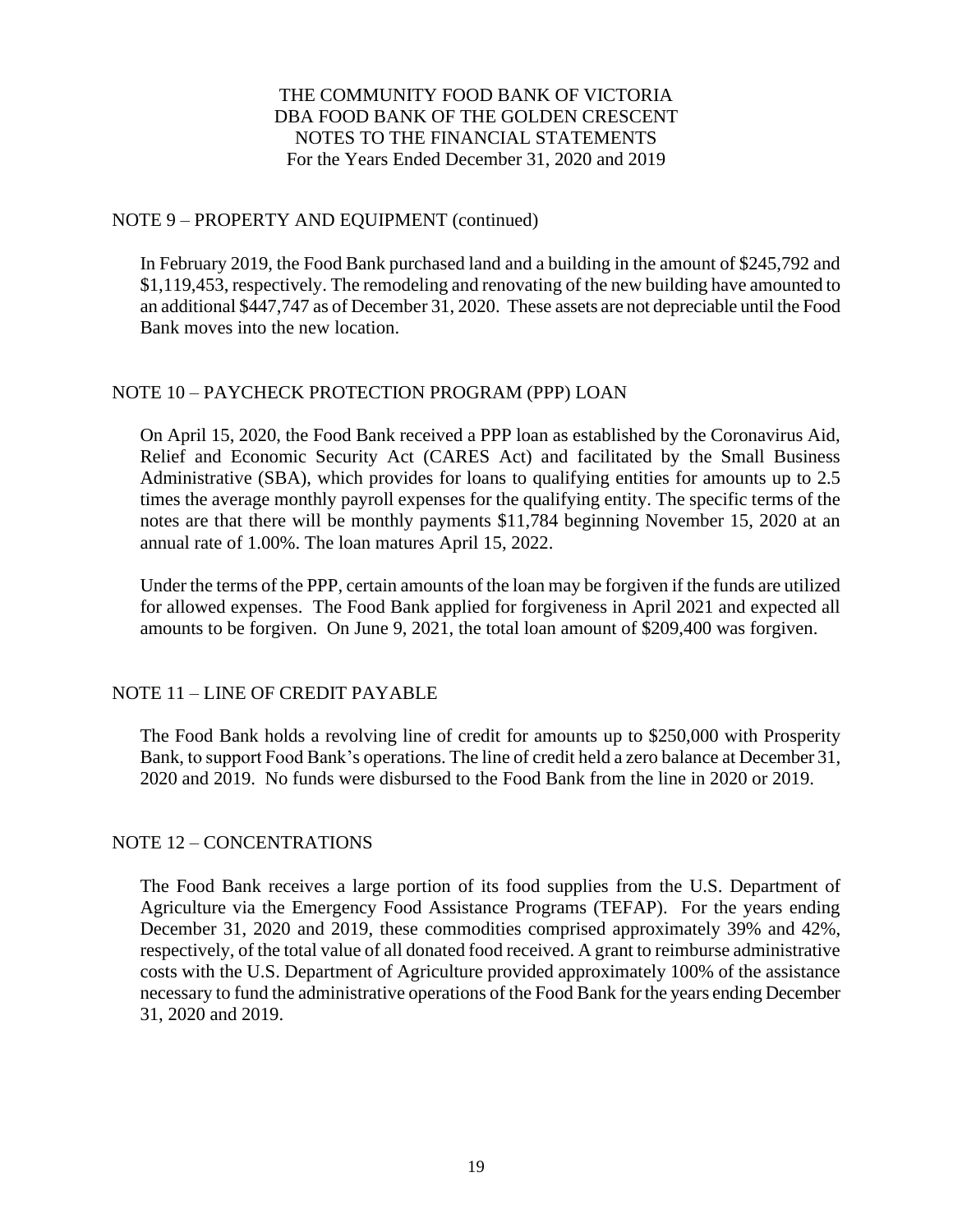THE COMMUNITY FOOD BANK OF VICTORIA
DBA FOOD BANK OF THE GOLDEN CRESCENT
NOTES TO THE FINANCIAL STATEMENTS
For the Years Ended December 31, 2020 and 2019

## NOTE 9 – PROPERTY AND EQUIPMENT (continued)

In February 2019, the Food Bank purchased land and a building in the amount of $245,792 and $1,119,453, respectively. The remodeling and renovating of the new building have amounted to an additional $447,747 as of December 31, 2020. These assets are not depreciable until the Food Bank moves into the new location.

## NOTE 10 – PAYCHECK PROTECTION PROGRAM (PPP) LOAN

On April 15, 2020, the Food Bank received a PPP loan as established by the Coronavirus Aid, Relief and Economic Security Act (CARES Act) and facilitated by the Small Business Administrative (SBA), which provides for loans to qualifying entities for amounts up to 2.5 times the average monthly payroll expenses for the qualifying entity. The specific terms of the notes are that there will be monthly payments $11,784 beginning November 15, 2020 at an annual rate of 1.00%. The loan matures April 15, 2022.

Under the terms of the PPP, certain amounts of the loan may be forgiven if the funds are utilized for allowed expenses. The Food Bank applied for forgiveness in April 2021 and expected all amounts to be forgiven. On June 9, 2021, the total loan amount of $209,400 was forgiven.

## NOTE 11 – LINE OF CREDIT PAYABLE

The Food Bank holds a revolving line of credit for amounts up to $250,000 with Prosperity Bank, to support Food Bank's operations. The line of credit held a zero balance at December 31, 2020 and 2019. No funds were disbursed to the Food Bank from the line in 2020 or 2019.

## NOTE 12 – CONCENTRATIONS

The Food Bank receives a large portion of its food supplies from the U.S. Department of Agriculture via the Emergency Food Assistance Programs (TEFAP). For the years ending December 31, 2020 and 2019, these commodities comprised approximately 39% and 42%, respectively, of the total value of all donated food received. A grant to reimburse administrative costs with the U.S. Department of Agriculture provided approximately 100% of the assistance necessary to fund the administrative operations of the Food Bank for the years ending December 31, 2020 and 2019.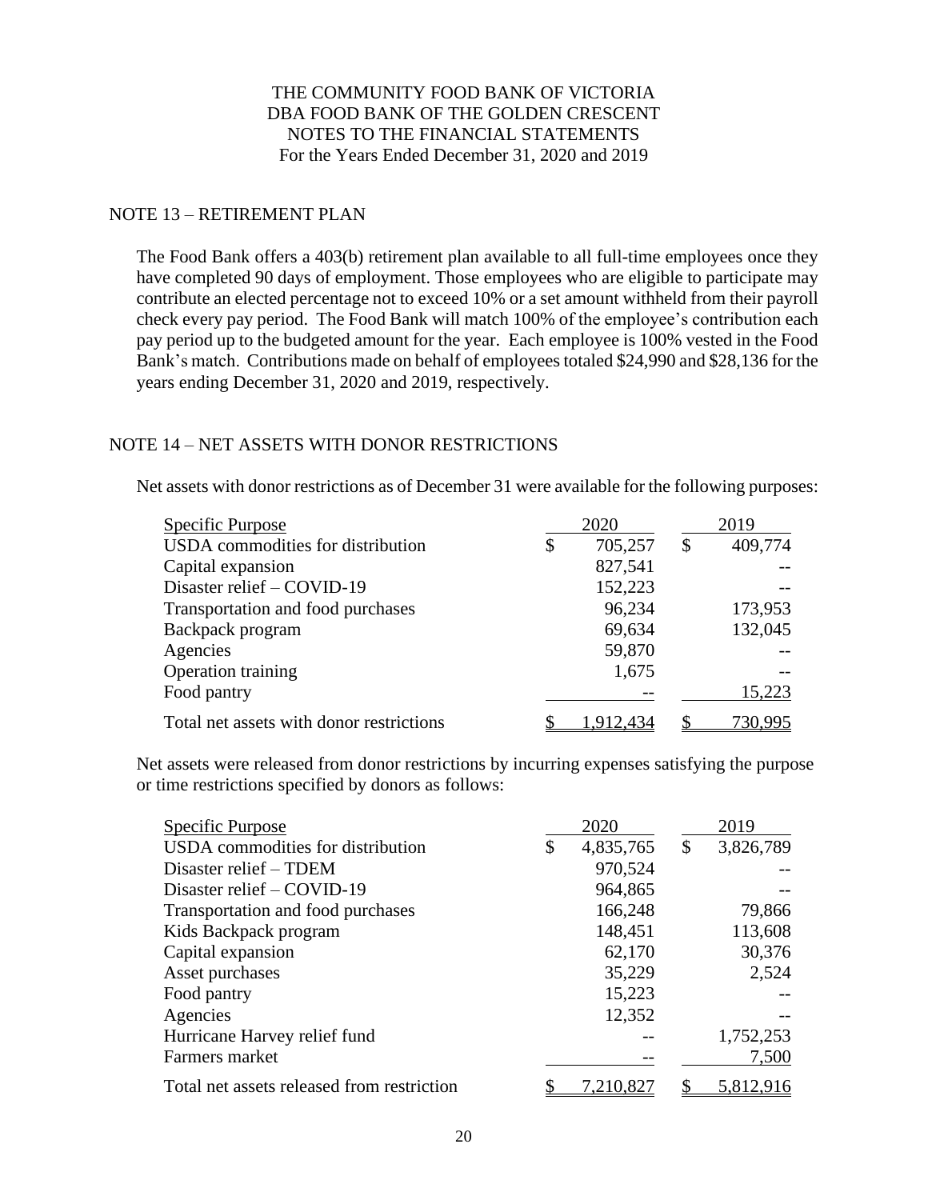THE COMMUNITY FOOD BANK OF VICTORIA
DBA FOOD BANK OF THE GOLDEN CRESCENT
NOTES TO THE FINANCIAL STATEMENTS
For the Years Ended December 31, 2020 and 2019

## NOTE 13 – RETIREMENT PLAN

The Food Bank offers a 403(b) retirement plan available to all full-time employees once they have completed 90 days of employment. Those employees who are eligible to participate may contribute an elected percentage not to exceed 10% or a set amount withheld from their payroll check every pay period. The Food Bank will match 100% of the employee's contribution each pay period up to the budgeted amount for the year. Each employee is 100% vested in the Food Bank's match. Contributions made on behalf of employees totaled $24,990 and $28,136 for the years ending December 31, 2020 and 2019, respectively.

## NOTE 14 – NET ASSETS WITH DONOR RESTRICTIONS

Net assets with donor restrictions as of December 31 were available for the following purposes:

| Specific Purpose | 2020 | 2019 |
|---|---|---|
| USDA commodities for distribution | $ 705,257 | $ 409,774 |
| Capital expansion | 827,541 | -- |
| Disaster relief – COVID-19 | 152,223 | -- |
| Transportation and food purchases | 96,234 | 173,953 |
| Backpack program | 69,634 | 132,045 |
| Agencies | 59,870 | -- |
| Operation training | 1,675 | -- |
| Food pantry | -- | 15,223 |
| Total net assets with donor restrictions | $ 1,912,434 | $ 730,995 |

Net assets were released from donor restrictions by incurring expenses satisfying the purpose or time restrictions specified by donors as follows:

| Specific Purpose | 2020 | 2019 |
|---|---|---|
| USDA commodities for distribution | $ 4,835,765 | $ 3,826,789 |
| Disaster relief – TDEM | 970,524 | -- |
| Disaster relief – COVID-19 | 964,865 | -- |
| Transportation and food purchases | 166,248 | 79,866 |
| Kids Backpack program | 148,451 | 113,608 |
| Capital expansion | 62,170 | 30,376 |
| Asset purchases | 35,229 | 2,524 |
| Food pantry | 15,223 | -- |
| Agencies | 12,352 | -- |
| Hurricane Harvey relief fund | -- | 1,752,253 |
| Farmers market | -- | 7,500 |
| Total net assets released from restriction | $ 7,210,827 | $ 5,812,916 |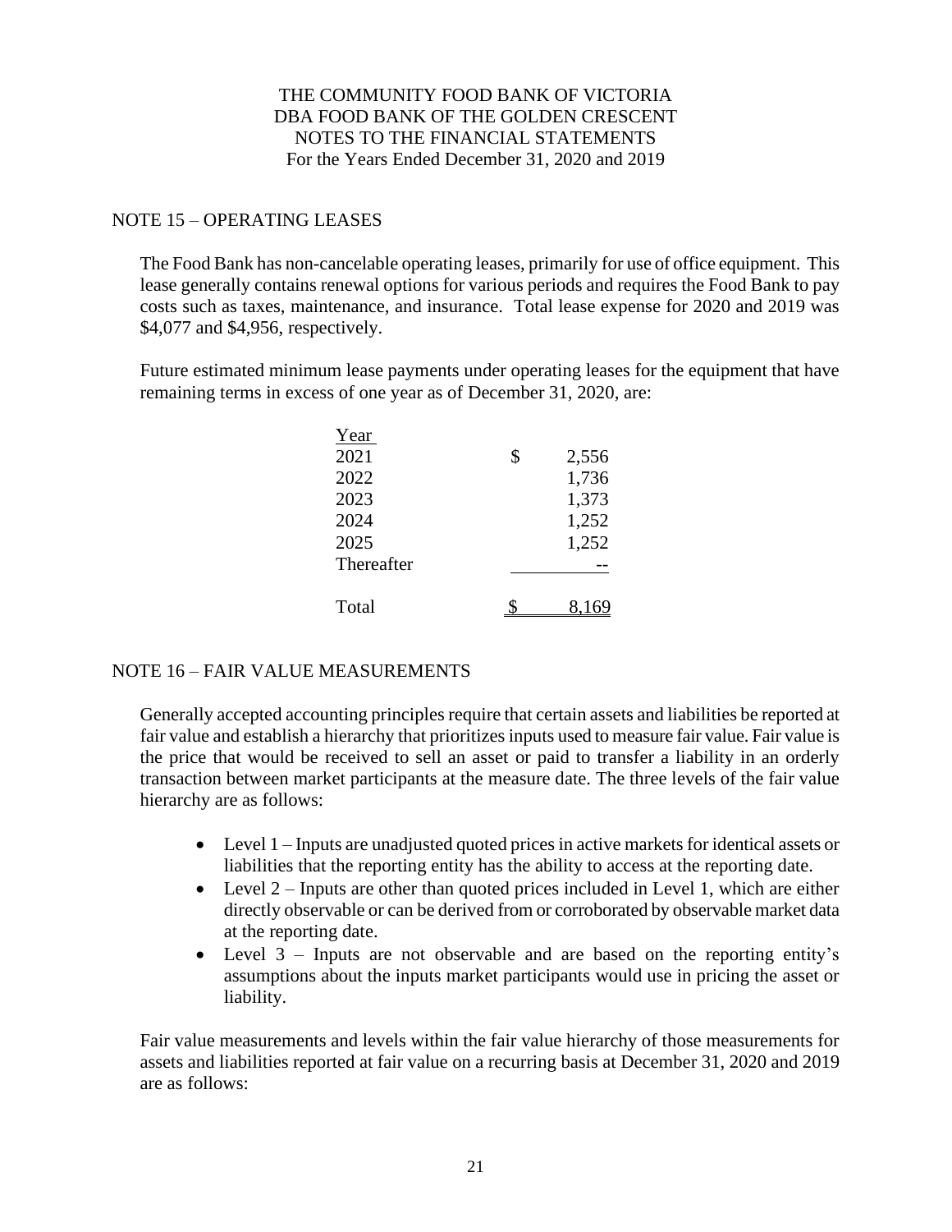## NOTE 15 – OPERATING LEASES

The Food Bank has non-cancelable operating leases, primarily for use of office equipment. This lease generally contains renewal options for various periods and requires the Food Bank to pay costs such as taxes, maintenance, and insurance. Total lease expense for 2020 and 2019 was $4,077 and $4,956, respectively.

Future estimated minimum lease payments under operating leases for the equipment that have remaining terms in excess of one year as of December 31, 2020, are:

| Year | |
|---|---|
| 2021 | $ 2,556 |
| 2022 | 1,736 |
| 2023 | 1,373 |
| 2024 | 1,252 |
| 2025 | 1,252 |
| Thereafter | -- |
| Total | $ 8,169 |

## NOTE 16 – FAIR VALUE MEASUREMENTS

Generally accepted accounting principles require that certain assets and liabilities be reported at fair value and establish a hierarchy that prioritizes inputs used to measure fair value. Fair value is the price that would be received to sell an asset or paid to transfer a liability in an orderly transaction between market participants at the measure date. The three levels of the fair value hierarchy are as follows:

- Level 1 – Inputs are unadjusted quoted prices in active markets for identical assets or liabilities that the reporting entity has the ability to access at the reporting date.
- Level 2 – Inputs are other than quoted prices included in Level 1, which are either directly observable or can be derived from or corroborated by observable market data at the reporting date.
- Level 3 – Inputs are not observable and are based on the reporting entity's assumptions about the inputs market participants would use in pricing the asset or liability.

Fair value measurements and levels within the fair value hierarchy of those measurements for assets and liabilities reported at fair value on a recurring basis at December 31, 2020 and 2019 are as follows: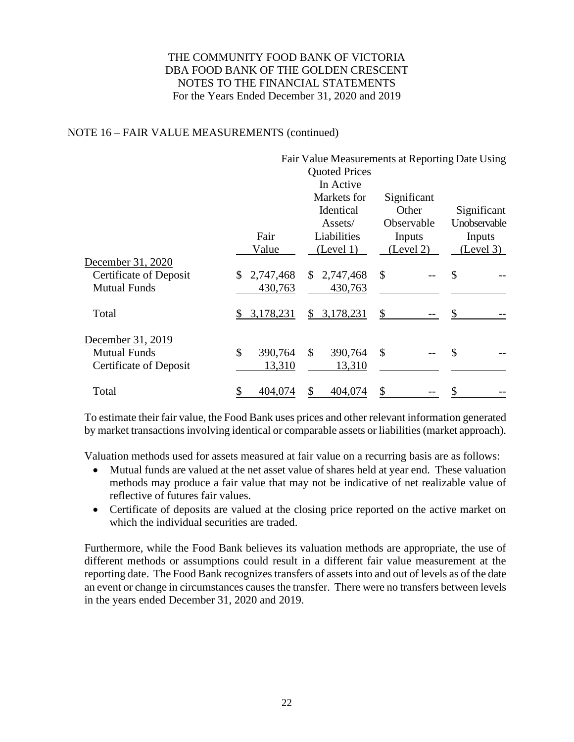## NOTE 16 – FAIR VALUE MEASUREMENTS (continued)

| | Fair Value | Quoted Prices In Active Markets for Identical Assets/ Liabilities (Level 1) | Significant Other Observable Inputs (Level 2) | Significant Unobservable Inputs (Level 3) |
|---|---|---|---|---|
| | | Fair Value Measurements at Reporting Date Using | | |
| December 31, 2020 | | | | |
| Certificate of Deposit | $ 2,747,468 | $ 2,747,468 | $ -- | $ -- |
| Mutual Funds | 430,763 | 430,763 | | |
| Total | $ 3,178,231 | $ 3,178,231 | $ -- | $ -- |
| December 31, 2019 | | | | |
| Mutual Funds | $ 390,764 | $ 390,764 | $ -- | $ -- |
| Certificate of Deposit | 13,310 | 13,310 | | |
| Total | $ 404,074 | $ 404,074 | $ -- | $ -- |

To estimate their fair value, the Food Bank uses prices and other relevant information generated by market transactions involving identical or comparable assets or liabilities (market approach).

Valuation methods used for assets measured at fair value on a recurring basis are as follows:

- Mutual funds are valued at the net asset value of shares held at year end. These valuation methods may produce a fair value that may not be indicative of net realizable value of reflective of futures fair values.
- Certificate of deposits are valued at the closing price reported on the active market on which the individual securities are traded.

Furthermore, while the Food Bank believes its valuation methods are appropriate, the use of different methods or assumptions could result in a different fair value measurement at the reporting date. The Food Bank recognizes transfers of assets into and out of levels as of the date an event or change in circumstances causes the transfer. There were no transfers between levels in the years ended December 31, 2020 and 2019.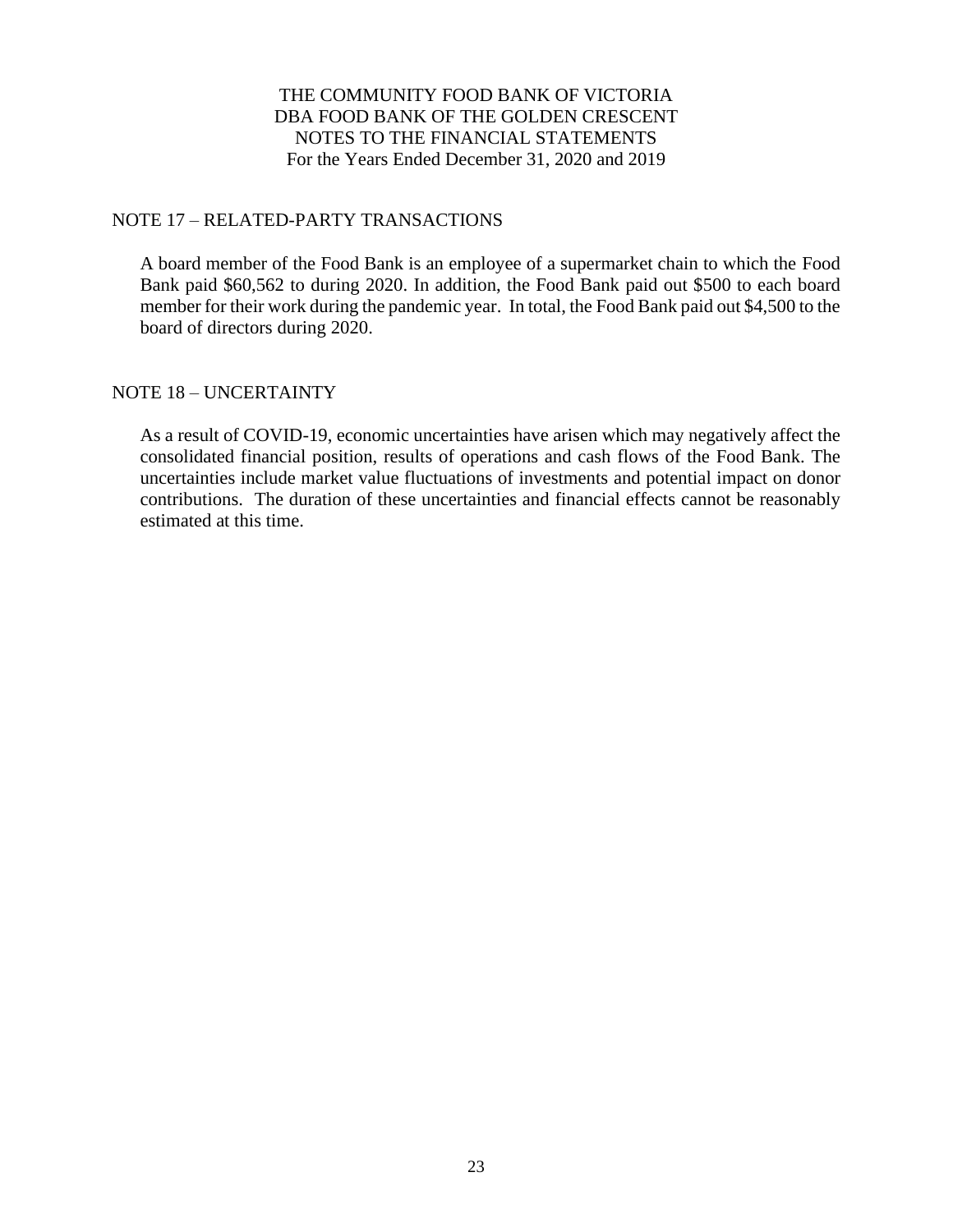THE COMMUNITY FOOD BANK OF VICTORIA
DBA FOOD BANK OF THE GOLDEN CRESCENT
NOTES TO THE FINANCIAL STATEMENTS
For the Years Ended December 31, 2020 and 2019

## NOTE 17 – RELATED-PARTY TRANSACTIONS

A board member of the Food Bank is an employee of a supermarket chain to which the Food Bank paid $60,562 to during 2020. In addition, the Food Bank paid out $500 to each board member for their work during the pandemic year. In total, the Food Bank paid out $4,500 to the board of directors during 2020.

## NOTE 18 – UNCERTAINTY

As a result of COVID-19, economic uncertainties have arisen which may negatively affect the consolidated financial position, results of operations and cash flows of the Food Bank. The uncertainties include market value fluctuations of investments and potential impact on donor contributions. The duration of these uncertainties and financial effects cannot be reasonably estimated at this time.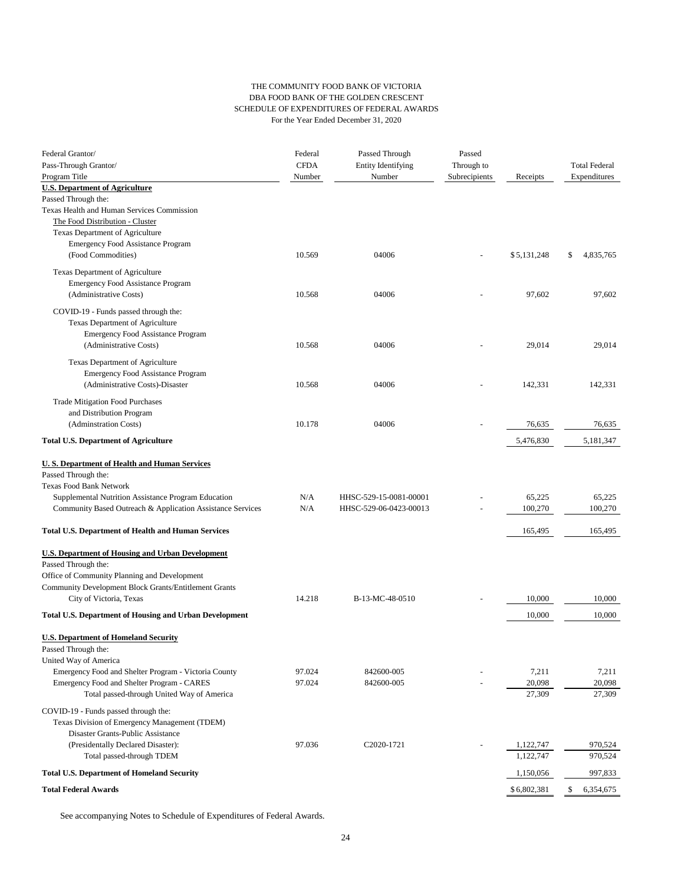THE COMMUNITY FOOD BANK OF VICTORIA
DBA FOOD BANK OF THE GOLDEN CRESCENT
SCHEDULE OF EXPENDITURES OF FEDERAL AWARDS
For the Year Ended December 31, 2020

| Federal Grantor/ Pass-Through Grantor/ Program Title | Federal CFDA Number | Passed Through Entity Identifying Number | Passed Through to Subrecipients | Receipts | Total Federal Expenditures |
|---|---|---|---|---|---|
| **U.S. Department of Agriculture** | | | | | |
| Passed Through the: | | | | | |
| Texas Health and Human Services Commission | | | | | |
| The Food Distribution - Cluster | | | | | |
| Texas Department of Agriculture | | | | | |
| Emergency Food Assistance Program | | | | | |
| (Food Commodities) | 10.569 | 04006 | - | $ 5,131,248 | $ 4,835,765 |
| Texas Department of Agriculture | | | | | |
| Emergency Food Assistance Program | | | | | |
| (Administrative Costs) | 10.568 | 04006 | - | 97,602 | 97,602 |
| COVID-19 - Funds passed through the: | | | | | |
| Texas Department of Agriculture | | | | | |
| Emergency Food Assistance Program | | | | | |
| (Administrative Costs) | 10.568 | 04006 | - | 29,014 | 29,014 |
| Texas Department of Agriculture | | | | | |
| Emergency Food Assistance Program | | | | | |
| (Administrative Costs)-Disaster | 10.568 | 04006 | - | 142,331 | 142,331 |
| Trade Mitigation Food Purchases | | | | | |
| and Distribution Program | | | | | |
| (Adminstration Costs) | 10.178 | 04006 | - | 76,635 | 76,635 |
| **Total U.S. Department of Agriculture** | | | | 5,476,830 | 5,181,347 |
| **U. S. Department of Health and Human Services** | | | | | |
| Passed Through the: | | | | | |
| Texas Food Bank Network | | | | | |
| Supplemental Nutrition Assistance Program Education | N/A | HHSC-529-15-0081-00001 | - | 65,225 | 65,225 |
| Community Based Outreach & Application Assistance Services | N/A | HHSC-529-06-0423-00013 | - | 100,270 | 100,270 |
| **Total U.S. Department of Health and Human Services** | | | | 165,495 | 165,495 |
| **U.S. Department of Housing and Urban Development** | | | | | |
| Passed Through the: | | | | | |
| Office of Community Planning and Development | | | | | |
| Community Development Block Grants/Entitlement Grants | | | | | |
| City of Victoria, Texas | 14.218 | B-13-MC-48-0510 | - | 10,000 | 10,000 |
| **Total U.S. Department of Housing and Urban Development** | | | | 10,000 | 10,000 |
| **U.S. Department of Homeland Security** | | | | | |
| Passed Through the: | | | | | |
| United Way of America | | | | | |
| Emergency Food and Shelter Program - Victoria County | 97.024 | 842600-005 | - | 7,211 | 7,211 |
| Emergency Food and Shelter Program - CARES | 97.024 | 842600-005 | - | 20,098 | 20,098 |
| Total passed-through United Way of America | | | | 27,309 | 27,309 |
| COVID-19 - Funds passed through the: | | | | | |
| Texas Division of Emergency Management (TDEM) | | | | | |
| Disaster Grants-Public Assistance | | | | | |
| (Presidentally Declared Disaster): | 97.036 | C2020-1721 | - | 1,122,747 | 970,524 |
| Total passed-through TDEM | | | | 1,122,747 | 970,524 |
| **Total U.S. Department of Homeland Security** | | | | 1,150,056 | 997,833 |
| **Total Federal Awards** | | | | $ 6,802,381 | $ 6,354,675 |

See accompanying Notes to Schedule of Expenditures of Federal Awards.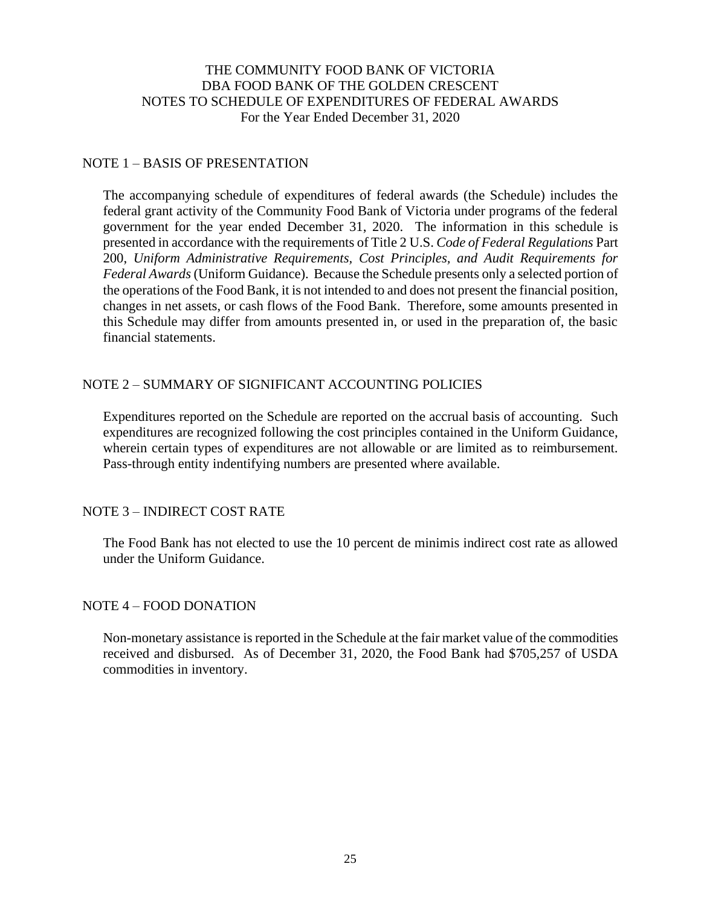# THE COMMUNITY FOOD BANK OF VICTORIA
# DBA FOOD BANK OF THE GOLDEN CRESCENT
# NOTES TO SCHEDULE OF EXPENDITURES OF FEDERAL AWARDS
For the Year Ended December 31, 2020

## NOTE 1 – BASIS OF PRESENTATION

The accompanying schedule of expenditures of federal awards (the Schedule) includes the federal grant activity of the Community Food Bank of Victoria under programs of the federal government for the year ended December 31, 2020. The information in this schedule is presented in accordance with the requirements of Title 2 U.S. *Code of Federal Regulations* Part 200, *Uniform Administrative Requirements, Cost Principles, and Audit Requirements for Federal Awards* (Uniform Guidance). Because the Schedule presents only a selected portion of the operations of the Food Bank, it is not intended to and does not present the financial position, changes in net assets, or cash flows of the Food Bank. Therefore, some amounts presented in this Schedule may differ from amounts presented in, or used in the preparation of, the basic financial statements.

## NOTE 2 – SUMMARY OF SIGNIFICANT ACCOUNTING POLICIES

Expenditures reported on the Schedule are reported on the accrual basis of accounting. Such expenditures are recognized following the cost principles contained in the Uniform Guidance, wherein certain types of expenditures are not allowable or are limited as to reimbursement. Pass-through entity indentifying numbers are presented where available.

## NOTE 3 – INDIRECT COST RATE

The Food Bank has not elected to use the 10 percent de minimis indirect cost rate as allowed under the Uniform Guidance.

## NOTE 4 – FOOD DONATION

Non-monetary assistance is reported in the Schedule at the fair market value of the commodities received and disbursed. As of December 31, 2020, the Food Bank had $705,257 of USDA commodities in inventory.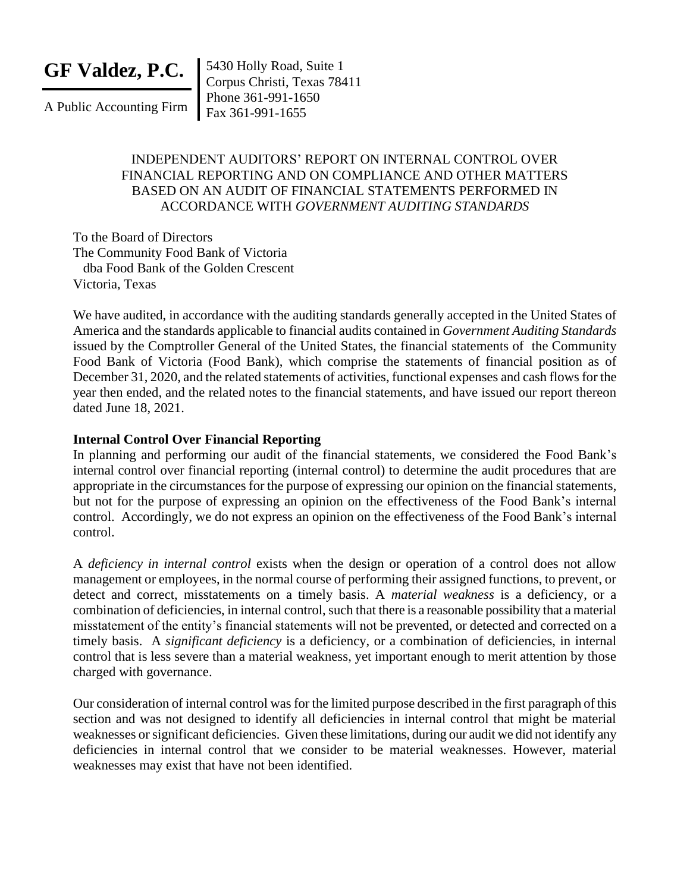**GF Valdez, P.C.**

A Public Accounting Firm

5430 Holly Road, Suite 1
Corpus Christi, Texas 78411
Phone 361-991-1650
Fax 361-991-1655

# INDEPENDENT AUDITORS' REPORT ON INTERNAL CONTROL OVER FINANCIAL REPORTING AND ON COMPLIANCE AND OTHER MATTERS BASED ON AN AUDIT OF FINANCIAL STATEMENTS PERFORMED IN ACCORDANCE WITH *GOVERNMENT AUDITING STANDARDS*

To the Board of Directors
The Community Food Bank of Victoria
dba Food Bank of the Golden Crescent
Victoria, Texas

We have audited, in accordance with the auditing standards generally accepted in the United States of America and the standards applicable to financial audits contained in *Government Auditing Standards* issued by the Comptroller General of the United States, the financial statements of the Community Food Bank of Victoria (Food Bank), which comprise the statements of financial position as of December 31, 2020, and the related statements of activities, functional expenses and cash flows for the year then ended, and the related notes to the financial statements, and have issued our report thereon dated June 18, 2021.

**Internal Control Over Financial Reporting**

In planning and performing our audit of the financial statements, we considered the Food Bank's internal control over financial reporting (internal control) to determine the audit procedures that are appropriate in the circumstances for the purpose of expressing our opinion on the financial statements, but not for the purpose of expressing an opinion on the effectiveness of the Food Bank's internal control. Accordingly, we do not express an opinion on the effectiveness of the Food Bank's internal control.

A *deficiency in internal control* exists when the design or operation of a control does not allow management or employees, in the normal course of performing their assigned functions, to prevent, or detect and correct, misstatements on a timely basis. A *material weakness* is a deficiency, or a combination of deficiencies, in internal control, such that there is a reasonable possibility that a material misstatement of the entity's financial statements will not be prevented, or detected and corrected on a timely basis. A *significant deficiency* is a deficiency, or a combination of deficiencies, in internal control that is less severe than a material weakness, yet important enough to merit attention by those charged with governance.

Our consideration of internal control was for the limited purpose described in the first paragraph of this section and was not designed to identify all deficiencies in internal control that might be material weaknesses or significant deficiencies. Given these limitations, during our audit we did not identify any deficiencies in internal control that we consider to be material weaknesses. However, material weaknesses may exist that have not been identified.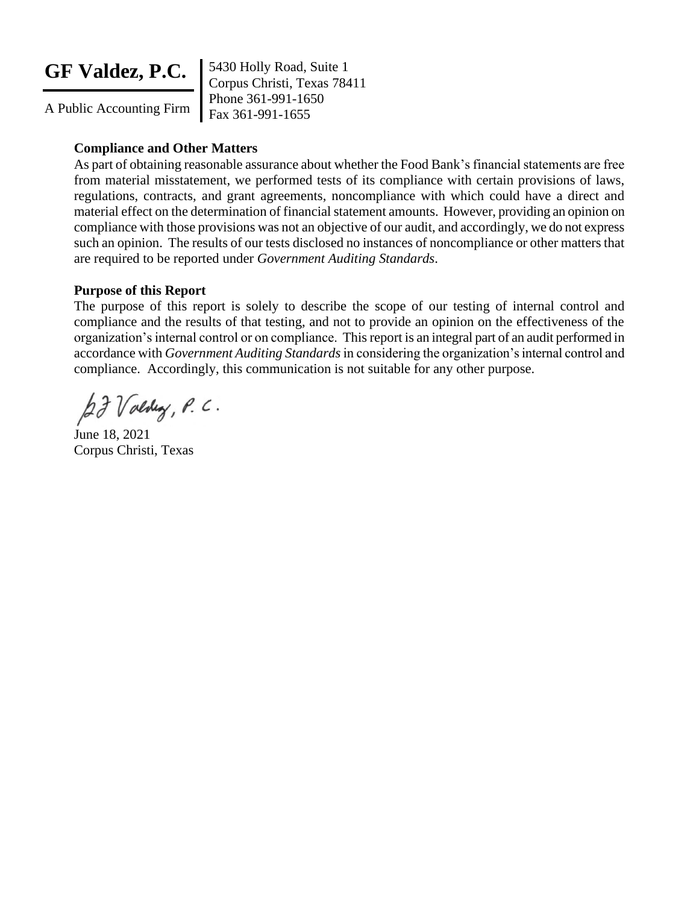**GF Valdez, P.C.**

A Public Accounting Firm

5430 Holly Road, Suite 1
Corpus Christi, Texas 78411
Phone 361-991-1650
Fax 361-991-1655

**Compliance and Other Matters**

As part of obtaining reasonable assurance about whether the Food Bank's financial statements are free from material misstatement, we performed tests of its compliance with certain provisions of laws, regulations, contracts, and grant agreements, noncompliance with which could have a direct and material effect on the determination of financial statement amounts. However, providing an opinion on compliance with those provisions was not an objective of our audit, and accordingly, we do not express such an opinion. The results of our tests disclosed no instances of noncompliance or other matters that are required to be reported under *Government Auditing Standards*.

**Purpose of this Report**

The purpose of this report is solely to describe the scope of our testing of internal control and compliance and the results of that testing, and not to provide an opinion on the effectiveness of the organization's internal control or on compliance. This report is an integral part of an audit performed in accordance with *Government Auditing Standards* in considering the organization's internal control and compliance. Accordingly, this communication is not suitable for any other purpose.

GF Valdez, P.C.

June 18, 2021
Corpus Christi, Texas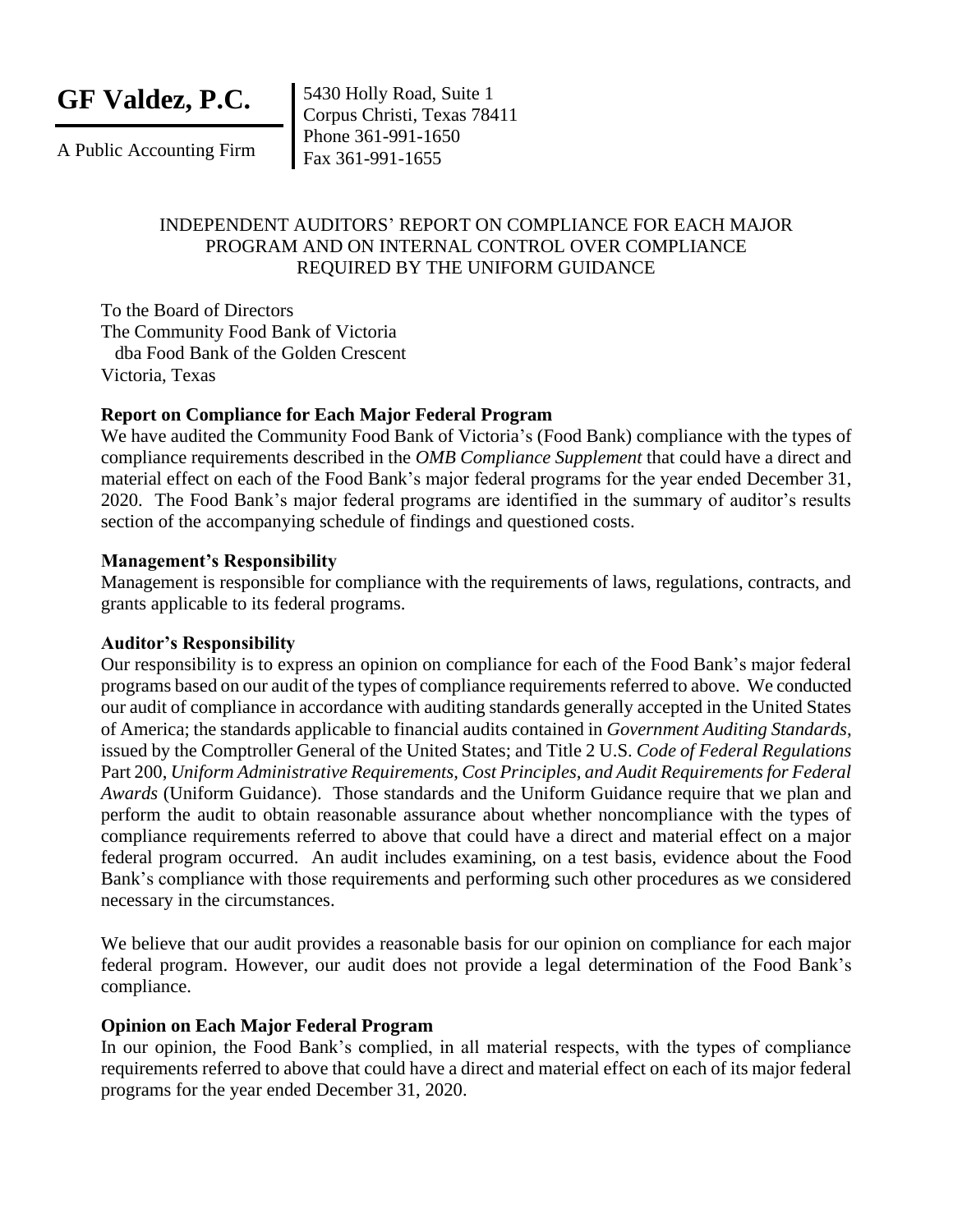**GF Valdez, P.C.**

A Public Accounting Firm

5430 Holly Road, Suite 1
Corpus Christi, Texas 78411
Phone 361-991-1650
Fax 361-991-1655

# INDEPENDENT AUDITORS' REPORT ON COMPLIANCE FOR EACH MAJOR PROGRAM AND ON INTERNAL CONTROL OVER COMPLIANCE REQUIRED BY THE UNIFORM GUIDANCE

To the Board of Directors
The Community Food Bank of Victoria
dba Food Bank of the Golden Crescent
Victoria, Texas

**Report on Compliance for Each Major Federal Program**

We have audited the Community Food Bank of Victoria's (Food Bank) compliance with the types of compliance requirements described in the *OMB Compliance Supplement* that could have a direct and material effect on each of the Food Bank's major federal programs for the year ended December 31, 2020. The Food Bank's major federal programs are identified in the summary of auditor's results section of the accompanying schedule of findings and questioned costs.

**Management's Responsibility**

Management is responsible for compliance with the requirements of laws, regulations, contracts, and grants applicable to its federal programs.

**Auditor's Responsibility**

Our responsibility is to express an opinion on compliance for each of the Food Bank's major federal programs based on our audit of the types of compliance requirements referred to above. We conducted our audit of compliance in accordance with auditing standards generally accepted in the United States of America; the standards applicable to financial audits contained in *Government Auditing Standards*, issued by the Comptroller General of the United States; and Title 2 U.S. *Code of Federal Regulations* Part 200, *Uniform Administrative Requirements, Cost Principles, and Audit Requirements for Federal Awards* (Uniform Guidance). Those standards and the Uniform Guidance require that we plan and perform the audit to obtain reasonable assurance about whether noncompliance with the types of compliance requirements referred to above that could have a direct and material effect on a major federal program occurred. An audit includes examining, on a test basis, evidence about the Food Bank's compliance with those requirements and performing such other procedures as we considered necessary in the circumstances.

We believe that our audit provides a reasonable basis for our opinion on compliance for each major federal program. However, our audit does not provide a legal determination of the Food Bank's compliance.

**Opinion on Each Major Federal Program**

In our opinion, the Food Bank's complied, in all material respects, with the types of compliance requirements referred to above that could have a direct and material effect on each of its major federal programs for the year ended December 31, 2020.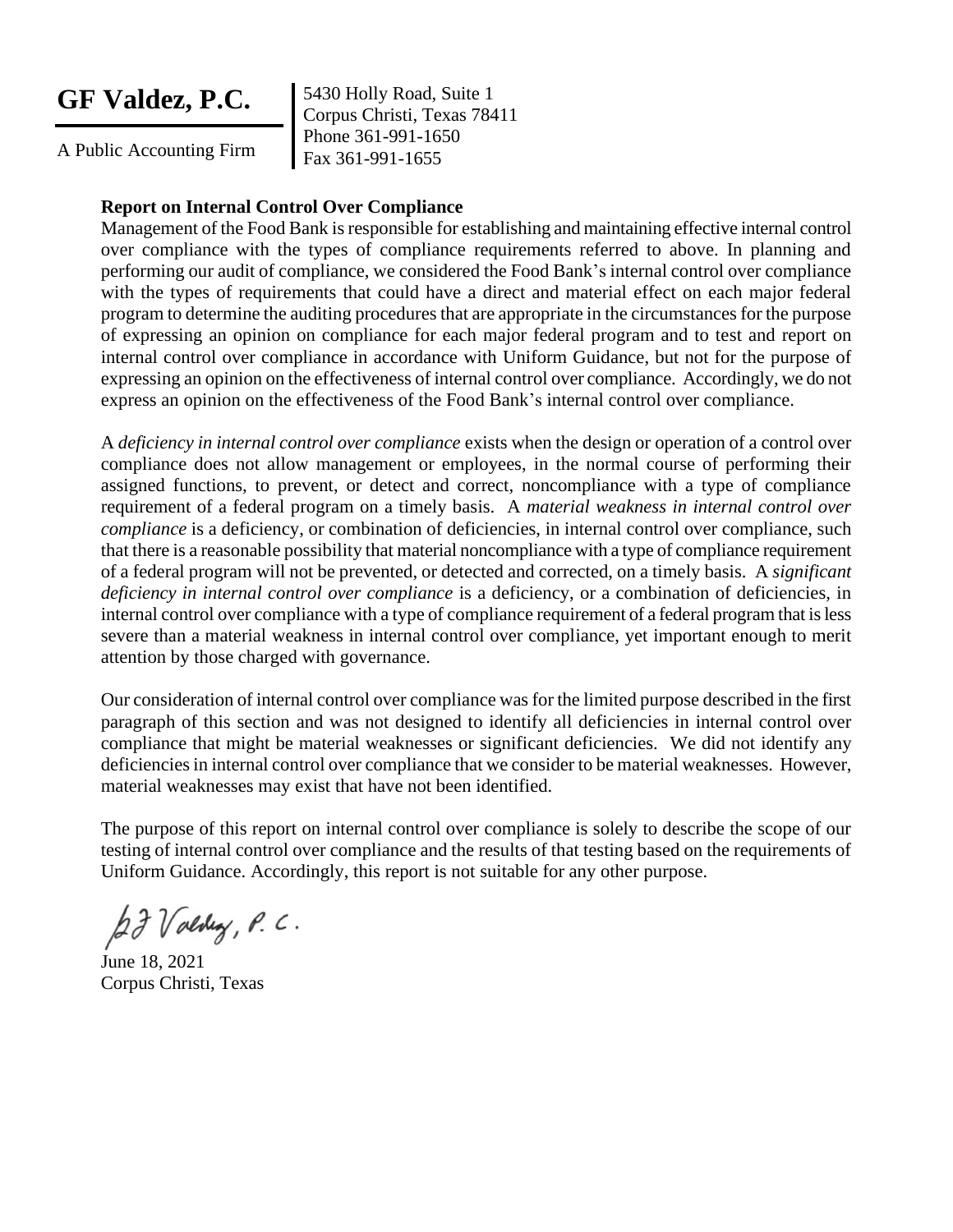**GF Valdez, P.C.**

A Public Accounting Firm

5430 Holly Road, Suite 1
Corpus Christi, Texas 78411
Phone 361-991-1650
Fax 361-991-1655

**Report on Internal Control Over Compliance**

Management of the Food Bank is responsible for establishing and maintaining effective internal control over compliance with the types of compliance requirements referred to above. In planning and performing our audit of compliance, we considered the Food Bank's internal control over compliance with the types of requirements that could have a direct and material effect on each major federal program to determine the auditing procedures that are appropriate in the circumstances for the purpose of expressing an opinion on compliance for each major federal program and to test and report on internal control over compliance in accordance with Uniform Guidance, but not for the purpose of expressing an opinion on the effectiveness of internal control over compliance. Accordingly, we do not express an opinion on the effectiveness of the Food Bank's internal control over compliance.

A *deficiency in internal control over compliance* exists when the design or operation of a control over compliance does not allow management or employees, in the normal course of performing their assigned functions, to prevent, or detect and correct, noncompliance with a type of compliance requirement of a federal program on a timely basis. A *material weakness in internal control over compliance* is a deficiency, or combination of deficiencies, in internal control over compliance, such that there is a reasonable possibility that material noncompliance with a type of compliance requirement of a federal program will not be prevented, or detected and corrected, on a timely basis. A *significant deficiency in internal control over compliance* is a deficiency, or a combination of deficiencies, in internal control over compliance with a type of compliance requirement of a federal program that is less severe than a material weakness in internal control over compliance, yet important enough to merit attention by those charged with governance.

Our consideration of internal control over compliance was for the limited purpose described in the first paragraph of this section and was not designed to identify all deficiencies in internal control over compliance that might be material weaknesses or significant deficiencies. We did not identify any deficiencies in internal control over compliance that we consider to be material weaknesses. However, material weaknesses may exist that have not been identified.

The purpose of this report on internal control over compliance is solely to describe the scope of our testing of internal control over compliance and the results of that testing based on the requirements of Uniform Guidance. Accordingly, this report is not suitable for any other purpose.

GF Valdez, P.C.

June 18, 2021
Corpus Christi, Texas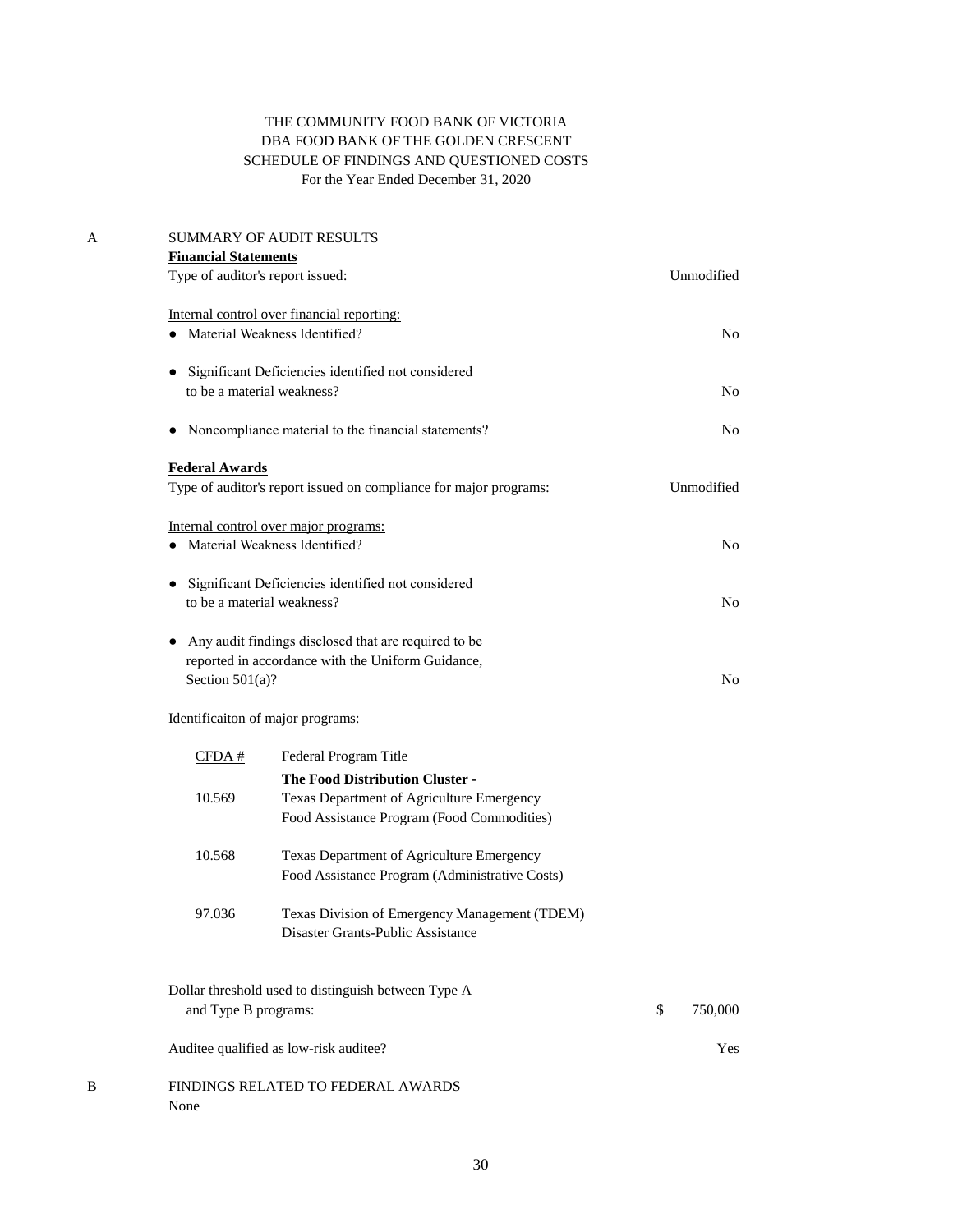# THE COMMUNITY FOOD BANK OF VICTORIA
# DBA FOOD BANK OF THE GOLDEN CRESCENT
## SCHEDULE OF FINDINGS AND QUESTIONED COSTS
For the Year Ended December 31, 2020

A SUMMARY OF AUDIT RESULTS

**Financial Statements**

| | |
|---|---|
| Type of auditor's report issued: | Unmodified |
| Internal control over financial reporting: | |
| ● Material Weakness Identified? | No |
| ● Significant Deficiencies identified not considered to be a material weakness? | No |
| ● Noncompliance material to the financial statements? | No |

**Federal Awards**

| | |
|---|---|
| Type of auditor's report issued on compliance for major programs: | Unmodified |
| Internal control over major programs: | |
| ● Material Weakness Identified? | No |
| ● Significant Deficiencies identified not considered to be a material weakness? | No |
| ● Any audit findings disclosed that are required to be reported in accordance with the Uniform Guidance, Section 501(a)? | No |

Identificaiton of major programs:

| CFDA # | Federal Program Title |
|---|---|
| | **The Food Distribution Cluster -** |
| 10.569 | Texas Department of Agriculture Emergency Food Assistance Program (Food Commodities) |
| 10.568 | Texas Department of Agriculture Emergency Food Assistance Program (Administrative Costs) |
| 97.036 | Texas Division of Emergency Management (TDEM) Disaster Grants-Public Assistance |

| | |
|---|---|
| Dollar threshold used to distinguish between Type A and Type B programs: | $ 750,000 |
| Auditee qualified as low-risk auditee? | Yes |

B FINDINGS RELATED TO FEDERAL AWARDS

None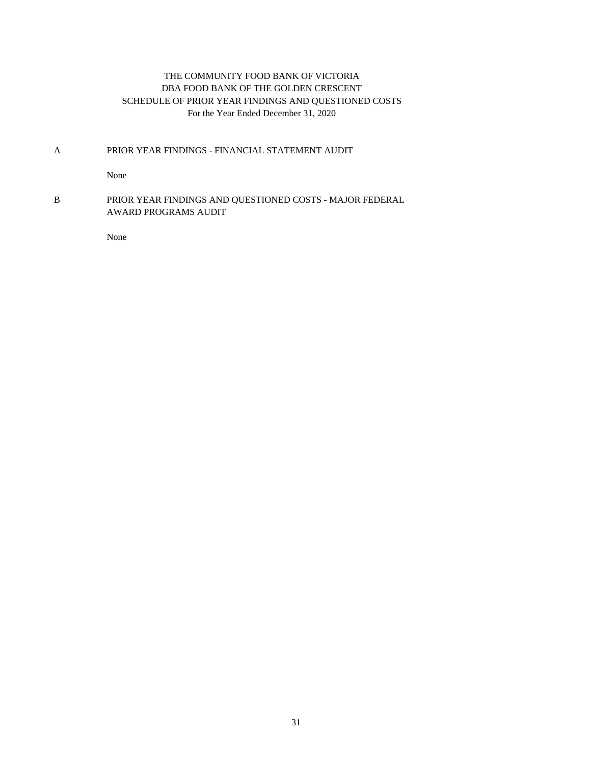# THE COMMUNITY FOOD BANK OF VICTORIA
## DBA FOOD BANK OF THE GOLDEN CRESCENT
## SCHEDULE OF PRIOR YEAR FINDINGS AND QUESTIONED COSTS
For the Year Ended December 31, 2020

A PRIOR YEAR FINDINGS - FINANCIAL STATEMENT AUDIT

None

B PRIOR YEAR FINDINGS AND QUESTIONED COSTS - MAJOR FEDERAL AWARD PROGRAMS AUDIT

None